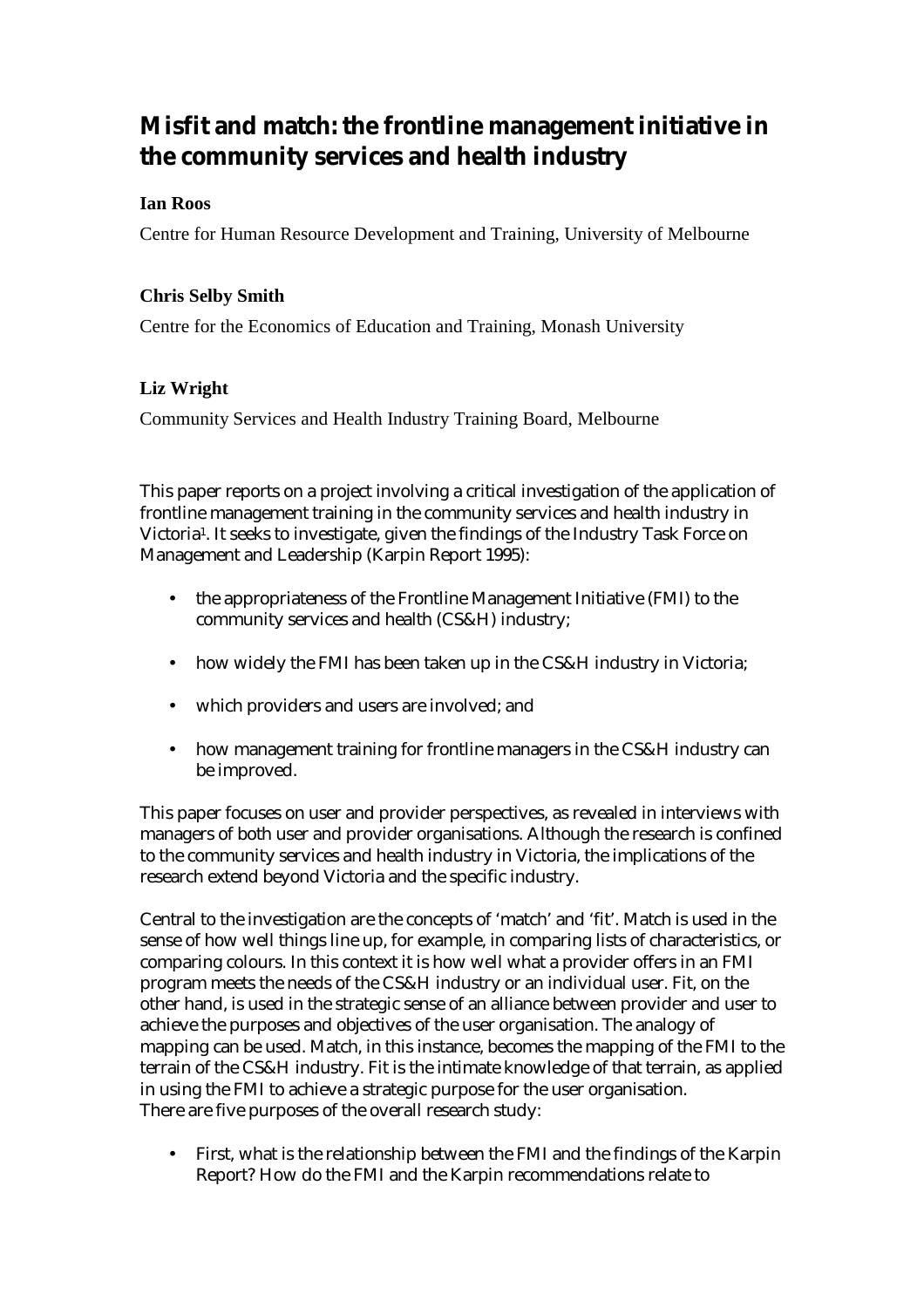# Misfit and match: the frontline management initiative in the community services and health industry

**Ian Roos**

Centre for Human Resource Development and Training, University of Melbourne

**Chris Selby Smith**

Centre for the Economics of Education and Training, Monash University

**Liz Wright**

Community Services and Health Industry Training Board, Melbourne

This paper reports on a project involving a critical investigation of the application of frontline management training in the community services and health industry in Victoria[1]. It seeks to investigate, given the findings of the Industry Task Force on Management and Leadership (Karpin Report 1995):

- the appropriateness of the Frontline Management Initiative (FMI) to the community services and health (CS&H) industry;
- how widely the FMI has been taken up in the CS&H industry in Victoria;
- which providers and users are involved; and
- how management training for frontline managers in the CS&H industry can be improved.

This paper focuses on user and provider perspectives, as revealed in interviews with managers of both user and provider organisations. Although the research is confined to the community services and health industry in Victoria, the implications of the research extend beyond Victoria and the specific industry.

Central to the investigation are the concepts of 'match' and 'fit'. Match is used in the sense of how well things line up, for example, in comparing lists of characteristics, or comparing colours. In this context it is how well what a provider offers in an FMI program meets the needs of the CS&H industry or an individual user. Fit, on the other hand, is used in the strategic sense of an alliance between provider and user to achieve the purposes and objectives of the user organisation. The analogy of mapping can be used. Match, in this instance, becomes the mapping of the FMI to the terrain of the CS&H industry. Fit is the intimate knowledge of that terrain, as applied in using the FMI to achieve a strategic purpose for the user organisation.
There are five purposes of the overall research study:

- First, what is the relationship between the FMI and the findings of the Karpin Report? How do the FMI and the Karpin recommendations relate to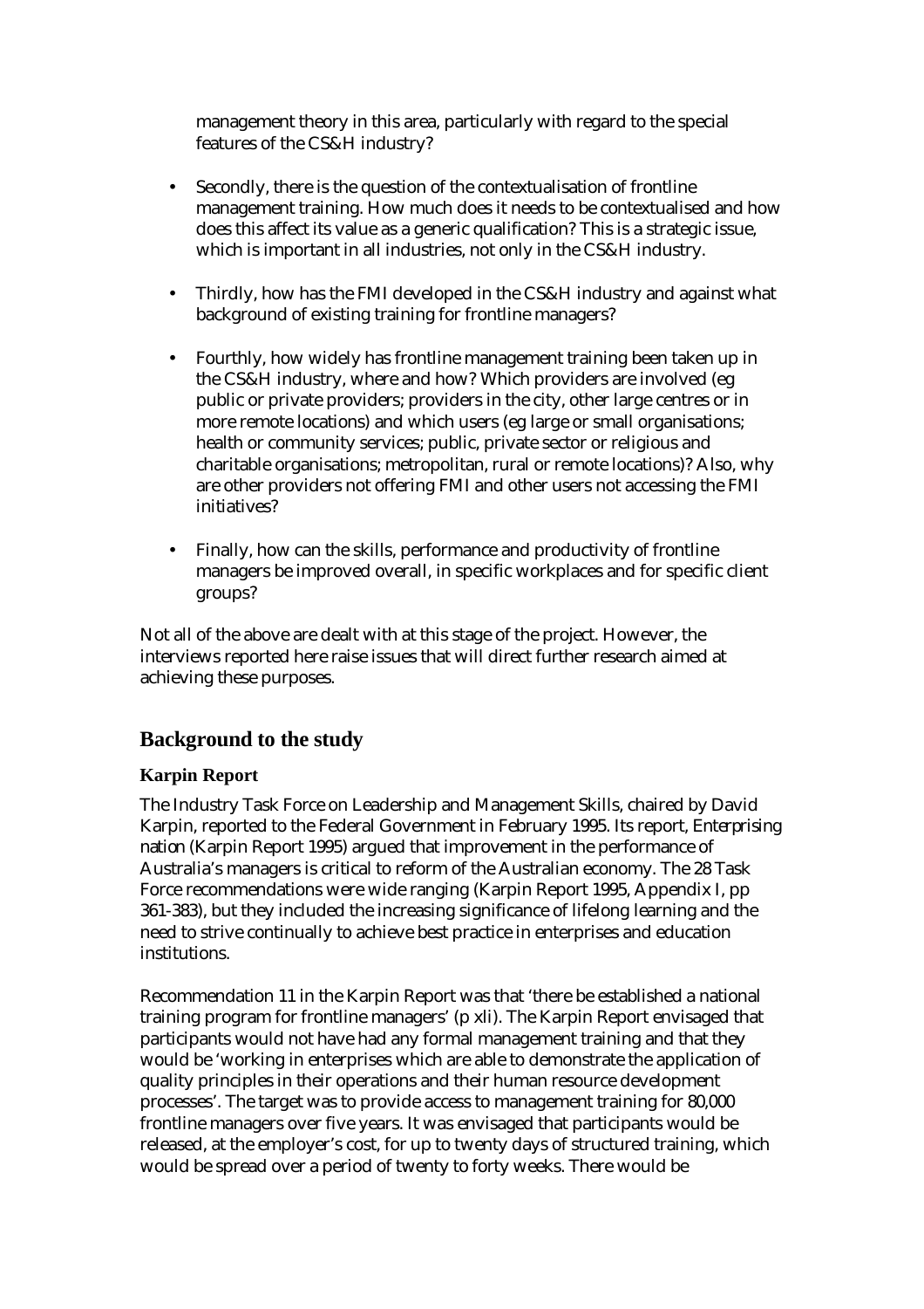management theory in this area, particularly with regard to the special features of the CS&H industry?

- Secondly, there is the question of the contextualisation of frontline management training. How much does it needs to be contextualised and how does this affect its value as a generic qualification? This is a strategic issue, which is important in all industries, not only in the CS&H industry.

- Thirdly, how has the FMI developed in the CS&H industry and against what background of existing training for frontline managers?

- Fourthly, how widely has frontline management training been taken up in the CS&H industry, where and how? Which providers are involved (eg public or private providers; providers in the city, other large centres or in more remote locations) and which users (eg large or small organisations; health or community services; public, private sector or religious and charitable organisations; metropolitan, rural or remote locations)? Also, why are other providers not offering FMI and other users not accessing the FMI initiatives?

- Finally, how can the skills, performance and productivity of frontline managers be improved overall, in specific workplaces and for specific client groups?

Not all of the above are dealt with at this stage of the project. However, the interviews reported here raise issues that will direct further research aimed at achieving these purposes.

## Background to the study

### Karpin Report

The Industry Task Force on Leadership and Management Skills, chaired by David Karpin, reported to the Federal Government in February 1995. Its report, *Enterprising nation* (Karpin Report 1995) argued that improvement in the performance of Australia's managers is critical to reform of the Australian economy. The 28 Task Force recommendations were wide ranging (Karpin Report 1995, Appendix I, pp 361-383), but they included the increasing significance of lifelong learning and the need to strive continually to achieve best practice in enterprises and education institutions.

Recommendation 11 in the Karpin Report was that 'there be established a national training program for frontline managers' (p xli). The Karpin Report envisaged that participants would not have had any formal management training and that they would be 'working in enterprises which are able to demonstrate the application of quality principles in their operations and their human resource development processes'. The target was to provide access to management training for 80,000 frontline managers over five years. It was envisaged that participants would be released, at the employer's cost, for up to twenty days of structured training, which would be spread over a period of twenty to forty weeks. There would be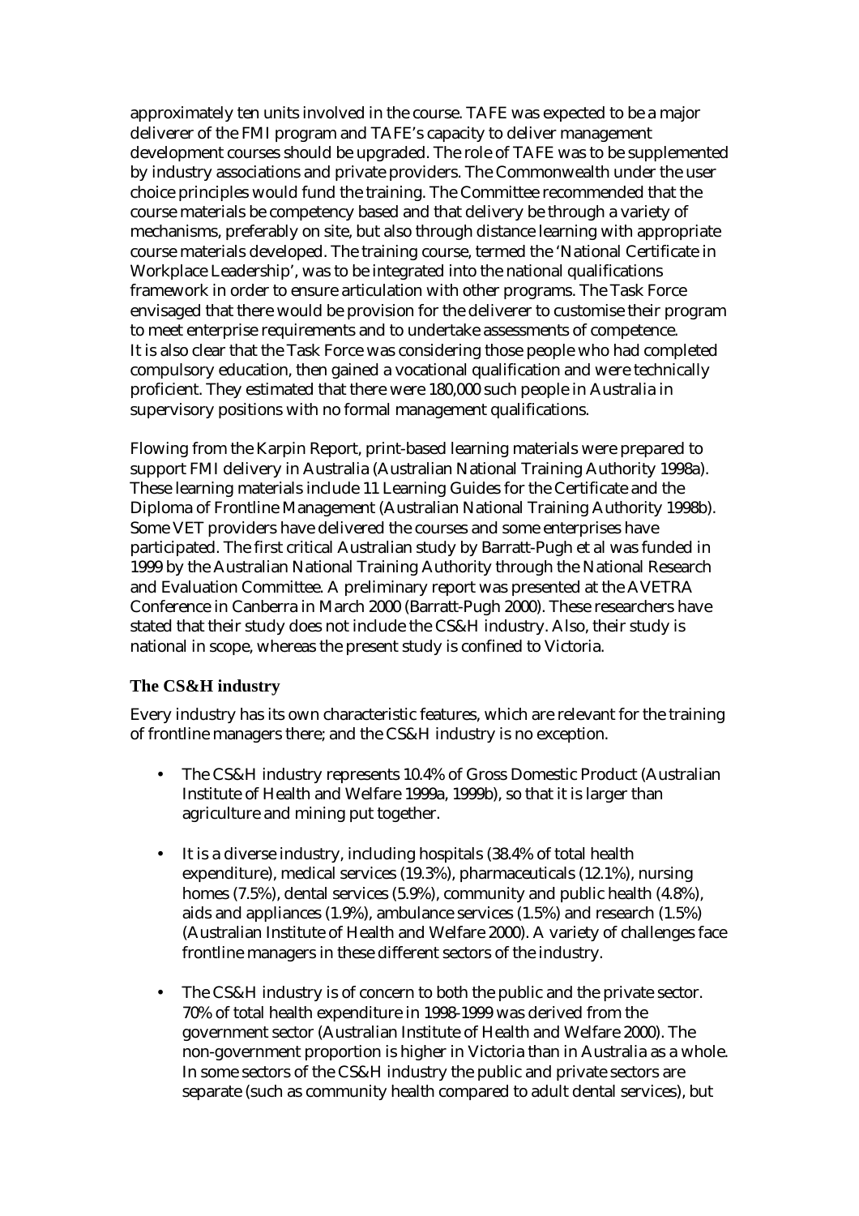approximately ten units involved in the course. TAFE was expected to be a major deliverer of the FMI program and TAFE's capacity to deliver management development courses should be upgraded. The role of TAFE was to be supplemented by industry associations and private providers. The Commonwealth under the user choice principles would fund the training. The Committee recommended that the course materials be competency based and that delivery be through a variety of mechanisms, preferably on site, but also through distance learning with appropriate course materials developed. The training course, termed the 'National Certificate in Workplace Leadership', was to be integrated into the national qualifications framework in order to ensure articulation with other programs. The Task Force envisaged that there would be provision for the deliverer to customise their program to meet enterprise requirements and to undertake assessments of competence. It is also clear that the Task Force was considering those people who had completed compulsory education, then gained a vocational qualification and were technically proficient. They estimated that there were 180,000 such people in Australia in supervisory positions with no formal management qualifications.

Flowing from the Karpin Report, print-based learning materials were prepared to support FMI delivery in Australia (Australian National Training Authority 1998a). These learning materials include 11 Learning Guides for the Certificate and the Diploma of Frontline Management (Australian National Training Authority 1998b). Some VET providers have delivered the courses and some enterprises have participated. The first critical Australian study by Barratt-Pugh et al was funded in 1999 by the Australian National Training Authority through the National Research and Evaluation Committee. A preliminary report was presented at the AVETRA Conference in Canberra in March 2000 (Barratt-Pugh 2000). These researchers have stated that their study does not include the CS&H industry. Also, their study is national in scope, whereas the present study is confined to Victoria.

### The CS&H industry

Every industry has its own characteristic features, which are relevant for the training of frontline managers there; and the CS&H industry is no exception.

- The CS&H industry represents 10.4% of Gross Domestic Product (Australian Institute of Health and Welfare 1999a, 1999b), so that it is larger than agriculture and mining put together.
- It is a diverse industry, including hospitals (38.4% of total health expenditure), medical services (19.3%), pharmaceuticals (12.1%), nursing homes (7.5%), dental services (5.9%), community and public health (4.8%), aids and appliances (1.9%), ambulance services (1.5%) and research (1.5%) (Australian Institute of Health and Welfare 2000). A variety of challenges face frontline managers in these different sectors of the industry.
- The CS&H industry is of concern to both the public and the private sector. 70% of total health expenditure in 1998-1999 was derived from the government sector (Australian Institute of Health and Welfare 2000). The non-government proportion is higher in Victoria than in Australia as a whole. In some sectors of the CS&H industry the public and private sectors are separate (such as community health compared to adult dental services), but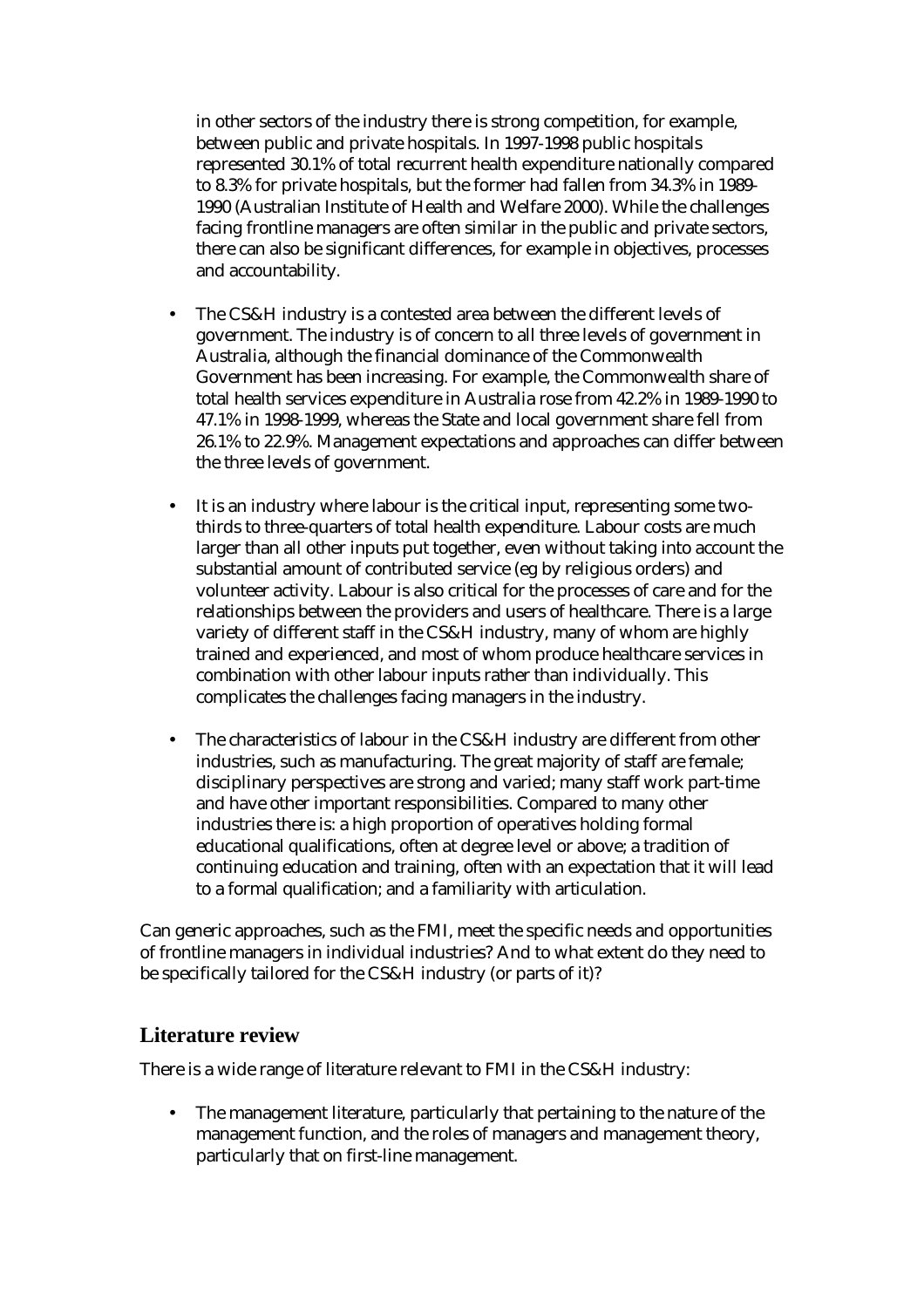in other sectors of the industry there is strong competition, for example, between public and private hospitals. In 1997-1998 public hospitals represented 30.1% of total recurrent health expenditure nationally compared to 8.3% for private hospitals, but the former had fallen from 34.3% in 1989-1990 (Australian Institute of Health and Welfare 2000). While the challenges facing frontline managers are often similar in the public and private sectors, there can also be significant differences, for example in objectives, processes and accountability.

- The CS&H industry is a contested area between the different levels of government. The industry is of concern to all three levels of government in Australia, although the financial dominance of the Commonwealth Government has been increasing. For example, the Commonwealth share of total health services expenditure in Australia rose from 42.2% in 1989-1990 to 47.1% in 1998-1999, whereas the State and local government share fell from 26.1% to 22.9%. Management expectations and approaches can differ between the three levels of government.

- It is an industry where labour is the critical input, representing some two-thirds to three-quarters of total health expenditure. Labour costs are much larger than all other inputs put together, even without taking into account the substantial amount of contributed service (eg by religious orders) and volunteer activity. Labour is also critical for the processes of care and for the relationships between the providers and users of healthcare. There is a large variety of different staff in the CS&H industry, many of whom are highly trained and experienced, and most of whom produce healthcare services in combination with other labour inputs rather than individually. This complicates the challenges facing managers in the industry.

- The characteristics of labour in the CS&H industry are different from other industries, such as manufacturing. The great majority of staff are female; disciplinary perspectives are strong and varied; many staff work part-time and have other important responsibilities. Compared to many other industries there is: a high proportion of operatives holding formal educational qualifications, often at degree level or above; a tradition of continuing education and training, often with an expectation that it will lead to a formal qualification; and a familiarity with articulation.

Can generic approaches, such as the FMI, meet the specific needs and opportunities of frontline managers in individual industries? And to what extent do they need to be specifically tailored for the CS&H industry (or parts of it)?

## Literature review

There is a wide range of literature relevant to FMI in the CS&H industry:

- The management literature, particularly that pertaining to the nature of the management function, and the roles of managers and management theory, particularly that on first-line management.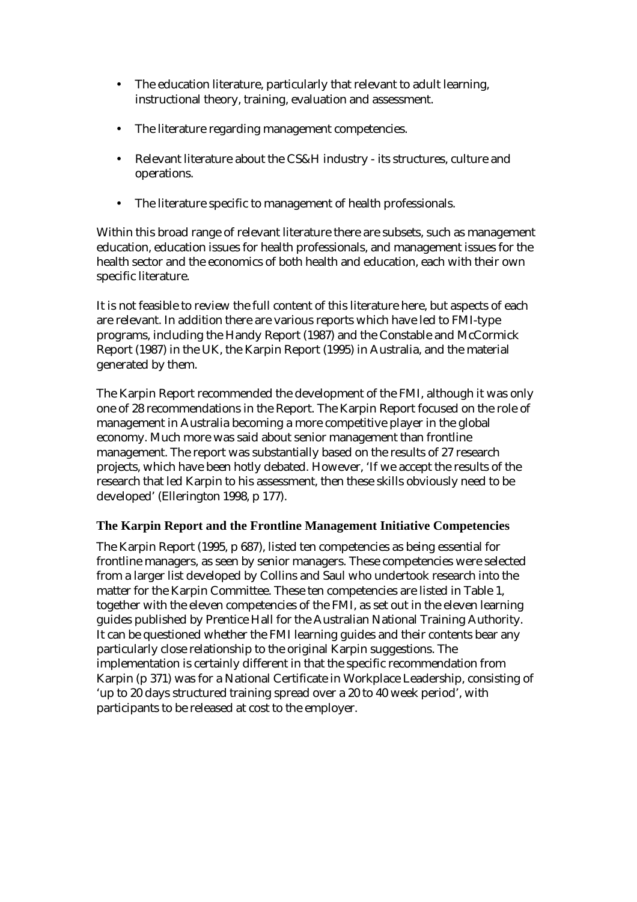- The education literature, particularly that relevant to adult learning, instructional theory, training, evaluation and assessment.
- The literature regarding management competencies.
- Relevant literature about the CS&H industry - its structures, culture and operations.
- The literature specific to management of health professionals.

Within this broad range of relevant literature there are subsets, such as management education, education issues for health professionals, and management issues for the health sector and the economics of both health and education, each with their own specific literature.

It is not feasible to review the full content of this literature here, but aspects of each are relevant. In addition there are various reports which have led to FMI-type programs, including the Handy Report (1987) and the Constable and McCormick Report (1987) in the UK, the Karpin Report (1995) in Australia, and the material generated by them.

The Karpin Report recommended the development of the FMI, although it was only one of 28 recommendations in the Report. The Karpin Report focused on the role of management in Australia becoming a more competitive player in the global economy. Much more was said about senior management than frontline management. The report was substantially based on the results of 27 research projects, which have been hotly debated. However, 'If we accept the results of the research that led Karpin to his assessment, then these skills obviously need to be developed' (Ellerington 1998, p 177).

### The Karpin Report and the Frontline Management Initiative Competencies

The Karpin Report (1995, p 687), listed ten competencies as being essential for frontline managers, as seen by senior managers. These competencies were selected from a larger list developed by Collins and Saul who undertook research into the matter for the Karpin Committee. These ten competencies are listed in Table 1, together with the eleven competencies of the FMI, as set out in the eleven learning guides published by Prentice Hall for the Australian National Training Authority. It can be questioned whether the FMI learning guides and their contents bear any particularly close relationship to the original Karpin suggestions. The implementation is certainly different in that the specific recommendation from Karpin (p 371) was for a National Certificate in Workplace Leadership, consisting of 'up to 20 days structured training spread over a 20 to 40 week period', with participants to be released at cost to the employer.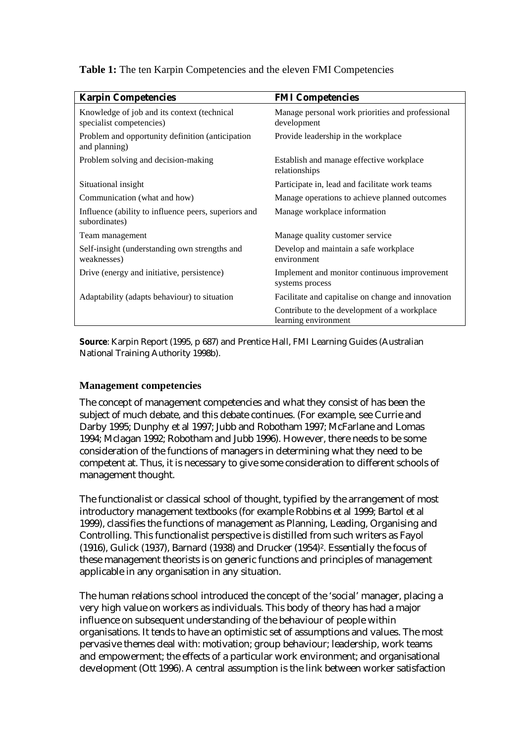**Table 1:** The ten Karpin Competencies and the eleven FMI Competencies

| Karpin Competencies | FMI Competencies |
|---|---|
| Knowledge of job and its context (technical specialist competencies) | Manage personal work priorities and professional development |
| Problem and opportunity definition (anticipation and planning) | Provide leadership in the workplace |
| Problem solving and decision-making | Establish and manage effective workplace relationships |
| Situational insight | Participate in, lead and facilitate work teams |
| Communication (what and how) | Manage operations to achieve planned outcomes |
| Influence (ability to influence peers, superiors and subordinates) | Manage workplace information |
| Team management | Manage quality customer service |
| Self-insight (understanding own strengths and weaknesses) | Develop and maintain a safe workplace environment |
| Drive (energy and initiative, persistence) | Implement and monitor continuous improvement systems process |
| Adaptability (adapts behaviour) to situation | Facilitate and capitalise on change and innovation |
| | Contribute to the development of a workplace learning environment |

**Source**: Karpin Report (1995, p 687) and Prentice Hall, FMI Learning Guides (Australian National Training Authority 1998b).

### Management competencies

The concept of management competencies and what they consist of has been the subject of much debate, and this debate continues. (For example, see Currie and Darby 1995; Dunphy et al 1997; Jubb and Robotham 1997; McFarlane and Lomas 1994; Mclagan 1992; Robotham and Jubb 1996). However, there needs to be some consideration of the functions of managers in determining what they need to be competent at. Thus, it is necessary to give some consideration to different schools of management thought.

The functionalist or classical school of thought, typified by the arrangement of most introductory management textbooks (for example Robbins et al 1999; Bartol et al 1999), classifies the functions of management as Planning, Leading, Organising and Controlling. This functionalist perspective is distilled from such writers as Fayol (1916), Gulick (1937), Barnard (1938) and Drucker (1954)[2]. Essentially the focus of these management theorists is on generic functions and principles of management applicable in any organisation in any situation.

The human relations school introduced the concept of the 'social' manager, placing a very high value on workers as individuals. This body of theory has had a major influence on subsequent understanding of the behaviour of people within organisations. It tends to have an optimistic set of assumptions and values. The most pervasive themes deal with: motivation; group behaviour; leadership, work teams and empowerment; the effects of a particular work environment; and organisational development (Ott 1996). A central assumption is the link between worker satisfaction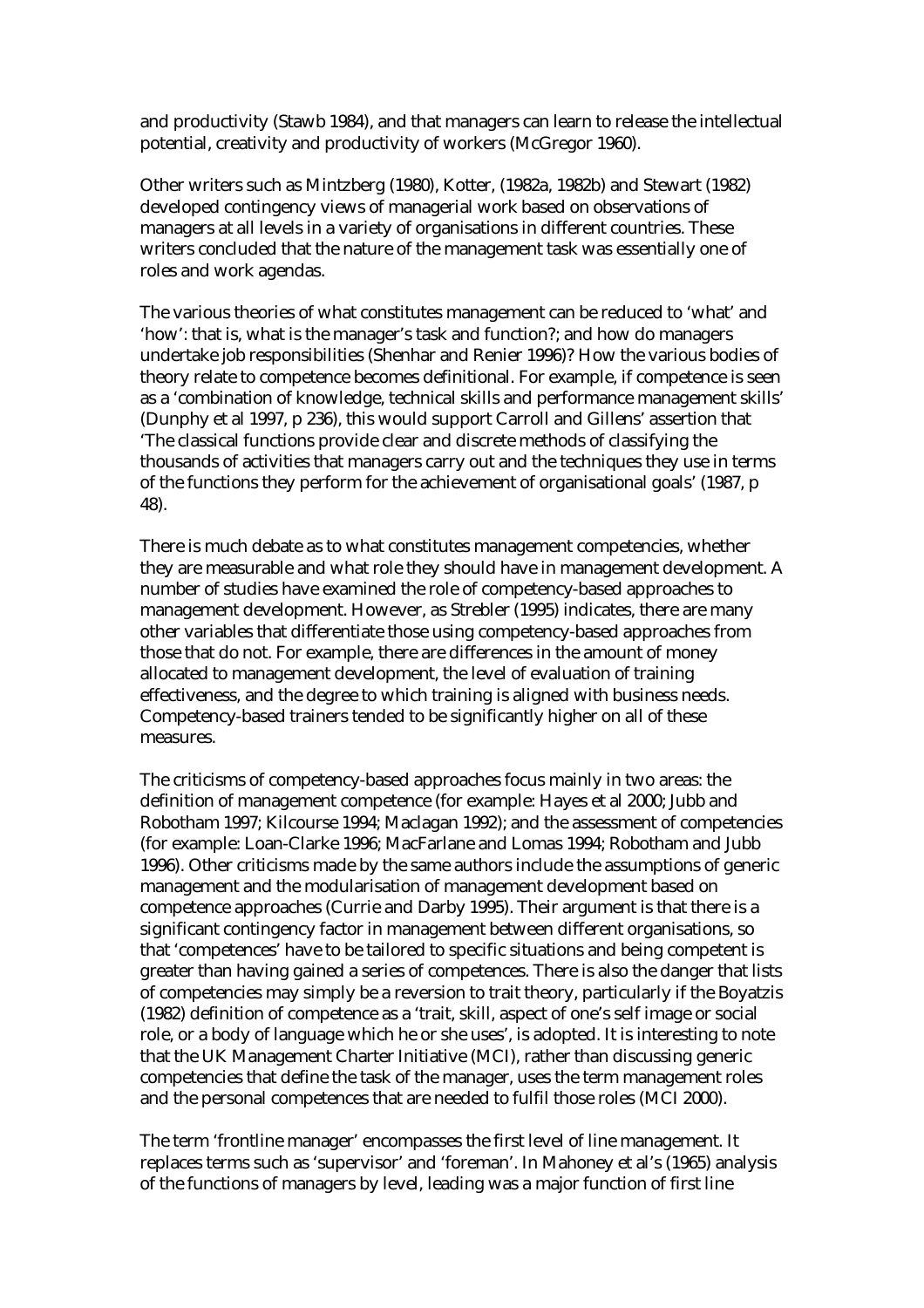and productivity (Stawb 1984), and that managers can learn to release the intellectual potential, creativity and productivity of workers (McGregor 1960).

Other writers such as Mintzberg (1980), Kotter, (1982a, 1982b) and Stewart (1982) developed contingency views of managerial work based on observations of managers at all levels in a variety of organisations in different countries. These writers concluded that the nature of the management task was essentially one of roles and work agendas.

The various theories of what constitutes management can be reduced to 'what' and 'how': that is, what is the manager's task and function?; and how do managers undertake job responsibilities (Shenhar and Renier 1996)? How the various bodies of theory relate to competence becomes definitional. For example, if competence is seen as a 'combination of knowledge, technical skills and performance management skills' (Dunphy et al 1997, p 236), this would support Carroll and Gillens' assertion that 'The classical functions provide clear and discrete methods of classifying the thousands of activities that managers carry out and the techniques they use in terms of the functions they perform for the achievement of organisational goals' (1987, p 48).

There is much debate as to what constitutes management competencies, whether they are measurable and what role they should have in management development. A number of studies have examined the role of competency-based approaches to management development. However, as Strebler (1995) indicates, there are many other variables that differentiate those using competency-based approaches from those that do not. For example, there are differences in the amount of money allocated to management development, the level of evaluation of training effectiveness, and the degree to which training is aligned with business needs. Competency-based trainers tended to be significantly higher on all of these measures.

The criticisms of competency-based approaches focus mainly in two areas: the definition of management competence (for example: Hayes et al 2000; Jubb and Robotham 1997; Kilcourse 1994; Maclagan 1992); and the assessment of competencies (for example: Loan-Clarke 1996; MacFarlane and Lomas 1994; Robotham and Jubb 1996). Other criticisms made by the same authors include the assumptions of generic management and the modularisation of management development based on competence approaches (Currie and Darby 1995). Their argument is that there is a significant contingency factor in management between different organisations, so that 'competences' have to be tailored to specific situations and being competent is greater than having gained a series of competences. There is also the danger that lists of competencies may simply be a reversion to trait theory, particularly if the Boyatzis (1982) definition of competence as a 'trait, skill, aspect of one's self image or social role, or a body of language which he or she uses', is adopted. It is interesting to note that the UK Management Charter Initiative (MCI), rather than discussing generic competencies that define the task of the manager, uses the term management roles and the personal competences that are needed to fulfil those roles (MCI 2000).

The term 'frontline manager' encompasses the first level of line management. It replaces terms such as 'supervisor' and 'foreman'. In Mahoney et al's (1965) analysis of the functions of managers by level, leading was a major function of first line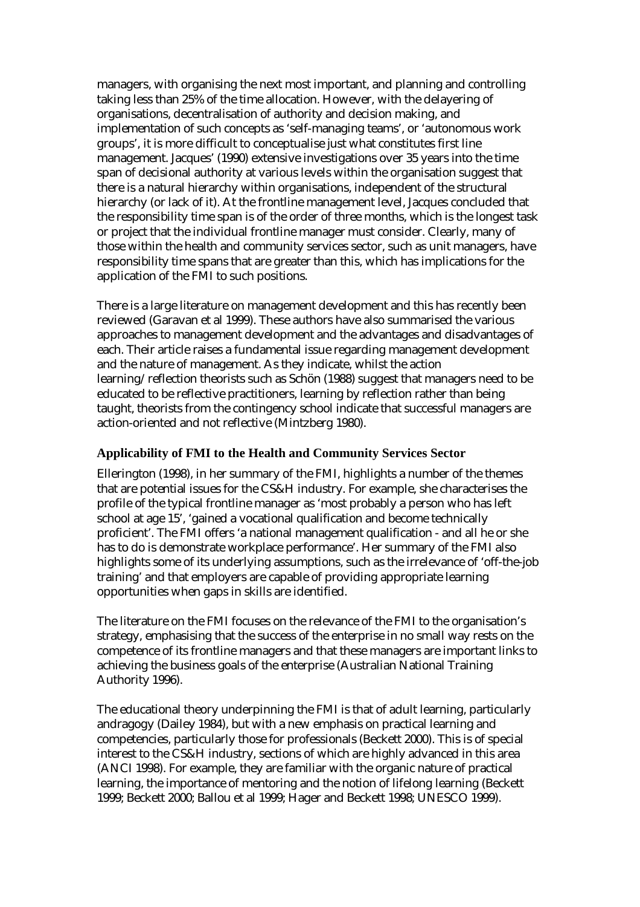managers, with organising the next most important, and planning and controlling taking less than 25% of the time allocation. However, with the delayering of organisations, decentralisation of authority and decision making, and implementation of such concepts as 'self-managing teams', or 'autonomous work groups', it is more difficult to conceptualise just what constitutes first line management. Jacques' (1990) extensive investigations over 35 years into the time span of decisional authority at various levels within the organisation suggest that there is a natural hierarchy within organisations, independent of the structural hierarchy (or lack of it). At the frontline management level, Jacques concluded that the responsibility time span is of the order of three months, which is the longest task or project that the individual frontline manager must consider. Clearly, many of those within the health and community services sector, such as unit managers, have responsibility time spans that are greater than this, which has implications for the application of the FMI to such positions.

There is a large literature on management development and this has recently been reviewed (Garavan et al 1999). These authors have also summarised the various approaches to management development and the advantages and disadvantages of each. Their article raises a fundamental issue regarding management development and the nature of management. As they indicate, whilst the action learning/reflection theorists such as Schön (1988) suggest that managers need to be educated to be reflective practitioners, learning by reflection rather than being taught, theorists from the contingency school indicate that successful managers are action-oriented and not reflective (Mintzberg 1980).

## Applicability of FMI to the Health and Community Services Sector

Ellerington (1998), in her summary of the FMI, highlights a number of the themes that are potential issues for the CS&H industry. For example, she characterises the profile of the typical frontline manager as 'most probably a person who has left school at age 15', 'gained a vocational qualification and become technically proficient'. The FMI offers 'a national management qualification - and all he or she has to do is demonstrate workplace performance'. Her summary of the FMI also highlights some of its underlying assumptions, such as the irrelevance of 'off-the-job training' and that employers are capable of providing appropriate learning opportunities when gaps in skills are identified.

The literature on the FMI focuses on the relevance of the FMI to the organisation's strategy, emphasising that the success of the enterprise in no small way rests on the competence of its frontline managers and that these managers are important links to achieving the business goals of the enterprise (Australian National Training Authority 1996).

The educational theory underpinning the FMI is that of adult learning, particularly andragogy (Dailey 1984), but with a new emphasis on practical learning and competencies, particularly those for professionals (Beckett 2000). This is of special interest to the CS&H industry, sections of which are highly advanced in this area (ANCI 1998). For example, they are familiar with the organic nature of practical learning, the importance of mentoring and the notion of lifelong learning (Beckett 1999; Beckett 2000; Ballou et al 1999; Hager and Beckett 1998; UNESCO 1999).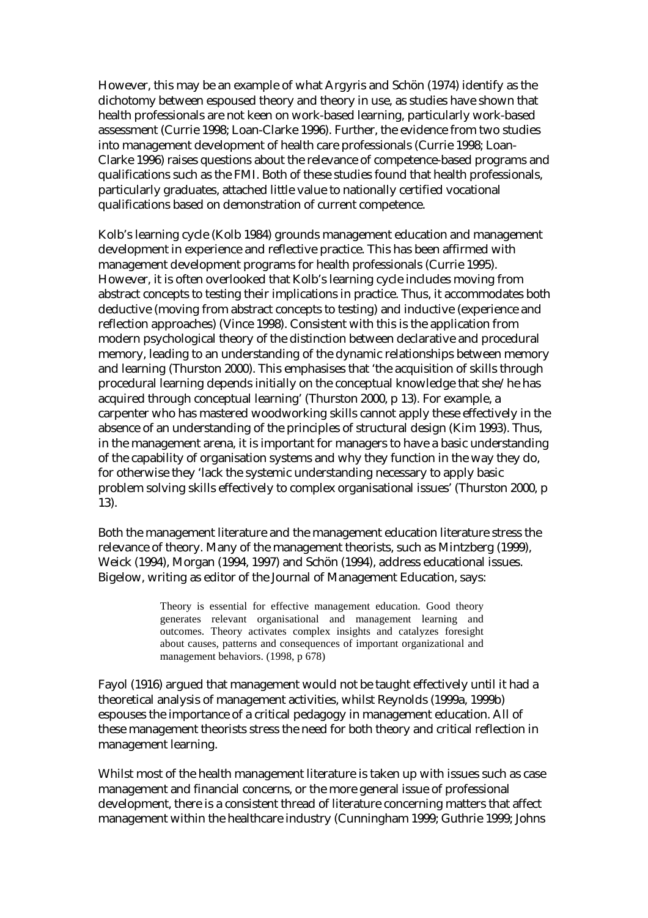However, this may be an example of what Argyris and Schön (1974) identify as the dichotomy between espoused theory and theory in use, as studies have shown that health professionals are not keen on work-based learning, particularly work-based assessment (Currie 1998; Loan-Clarke 1996). Further, the evidence from two studies into management development of health care professionals (Currie 1998; Loan-Clarke 1996) raises questions about the relevance of competence-based programs and qualifications such as the FMI. Both of these studies found that health professionals, particularly graduates, attached little value to nationally certified vocational qualifications based on demonstration of current competence.

Kolb's learning cycle (Kolb 1984) grounds management education and management development in experience and reflective practice. This has been affirmed with management development programs for health professionals (Currie 1995). However, it is often overlooked that Kolb's learning cycle includes moving from abstract concepts to testing their implications in practice. Thus, it accommodates both deductive (moving from abstract concepts to testing) and inductive (experience and reflection approaches) (Vince 1998). Consistent with this is the application from modern psychological theory of the distinction between declarative and procedural memory, leading to an understanding of the dynamic relationships between memory and learning (Thurston 2000). This emphasises that 'the acquisition of skills through procedural learning depends initially on the conceptual knowledge that she/he has acquired through conceptual learning' (Thurston 2000, p 13). For example, a carpenter who has mastered woodworking skills cannot apply these effectively in the absence of an understanding of the principles of structural design (Kim 1993). Thus, in the management arena, it is important for managers to have a basic understanding of the capability of organisation systems and why they function in the way they do, for otherwise they 'lack the systemic understanding necessary to apply basic problem solving skills effectively to complex organisational issues' (Thurston 2000, p 13).

Both the management literature and the management education literature stress the relevance of theory. Many of the management theorists, such as Mintzberg (1999), Weick (1994), Morgan (1994, 1997) and Schön (1994), address educational issues. Bigelow, writing as editor of the Journal of Management Education, says:

> Theory is essential for effective management education. Good theory generates relevant organisational and management learning and outcomes. Theory activates complex insights and catalyzes foresight about causes, patterns and consequences of important organizational and management behaviors. (1998, p 678)

Fayol (1916) argued that management would not be taught effectively until it had a theoretical analysis of management activities, whilst Reynolds (1999a, 1999b) espouses the importance of a critical pedagogy in management education. All of these management theorists stress the need for both theory and critical reflection in management learning.

Whilst most of the health management literature is taken up with issues such as case management and financial concerns, or the more general issue of professional development, there is a consistent thread of literature concerning matters that affect management within the healthcare industry (Cunningham 1999; Guthrie 1999; Johns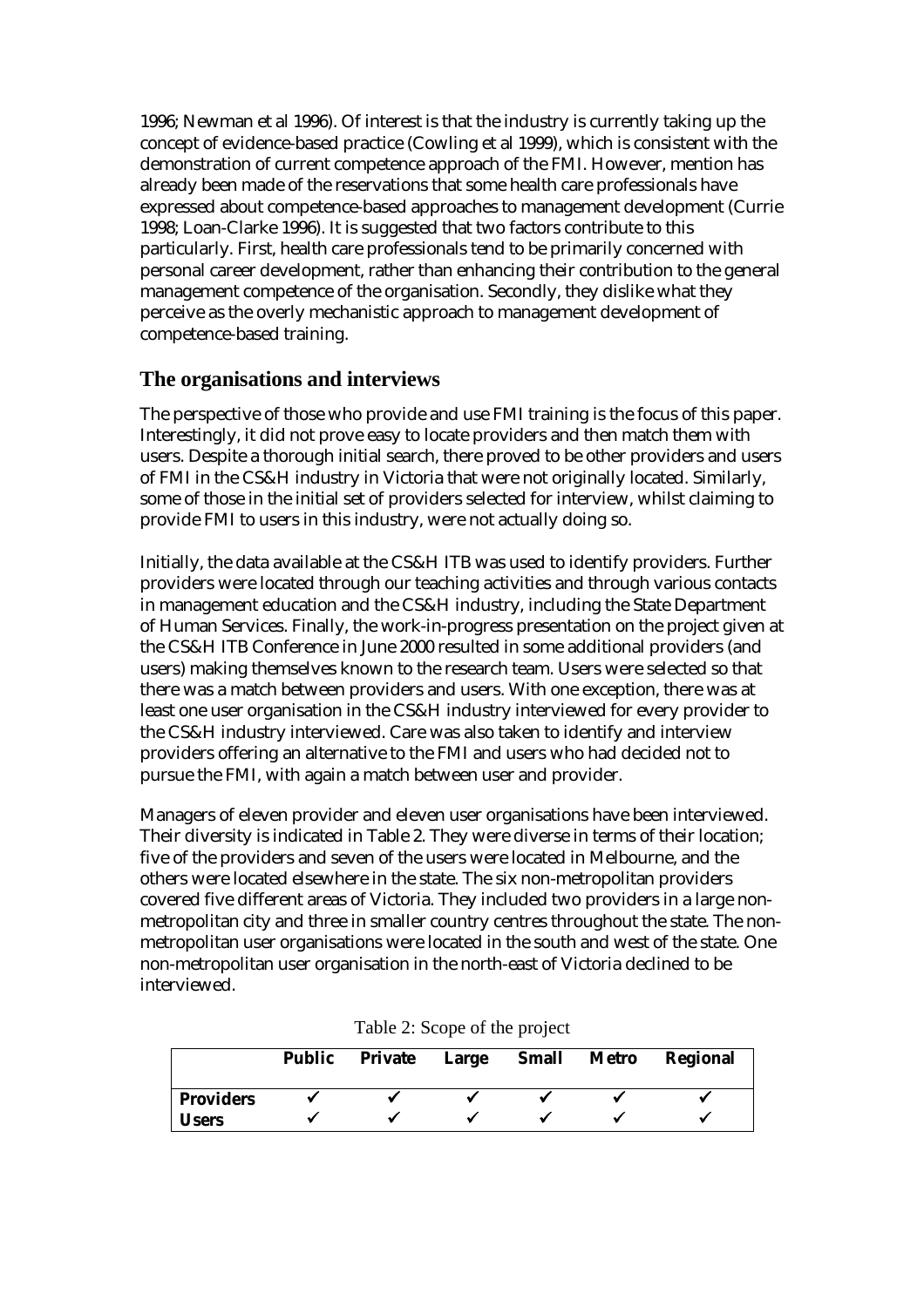1996; Newman et al 1996). Of interest is that the industry is currently taking up the concept of evidence-based practice (Cowling et al 1999), which is consistent with the demonstration of current competence approach of the FMI. However, mention has already been made of the reservations that some health care professionals have expressed about competence-based approaches to management development (Currie 1998; Loan-Clarke 1996). It is suggested that two factors contribute to this particularly. First, health care professionals tend to be primarily concerned with personal career development, rather than enhancing their contribution to the general management competence of the organisation. Secondly, they dislike what they perceive as the overly mechanistic approach to management development of competence-based training.

## The organisations and interviews

The perspective of those who provide and use FMI training is the focus of this paper. Interestingly, it did not prove easy to locate providers and then match them with users. Despite a thorough initial search, there proved to be other providers and users of FMI in the CS&H industry in Victoria that were not originally located. Similarly, some of those in the initial set of providers selected for interview, whilst claiming to provide FMI to users in this industry, were not actually doing so.

Initially, the data available at the CS&H ITB was used to identify providers. Further providers were located through our teaching activities and through various contacts in management education and the CS&H industry, including the State Department of Human Services. Finally, the work-in-progress presentation on the project given at the CS&H ITB Conference in June 2000 resulted in some additional providers (and users) making themselves known to the research team. Users were selected so that there was a match between providers and users. With one exception, there was at least one user organisation in the CS&H industry interviewed for every provider to the CS&H industry interviewed. Care was also taken to identify and interview providers offering an alternative to the FMI and users who had decided not to pursue the FMI, with again a match between user and provider.

Managers of eleven provider and eleven user organisations have been interviewed. Their diversity is indicated in Table 2. They were diverse in terms of their location; five of the providers and seven of the users were located in Melbourne, and the others were located elsewhere in the state. The six non-metropolitan providers covered five different areas of Victoria. They included two providers in a large non-metropolitan city and three in smaller country centres throughout the state. The non-metropolitan user organisations were located in the south and west of the state. One non-metropolitan user organisation in the north-east of Victoria declined to be interviewed.

Table 2: Scope of the project

| | Public | Private | Large | Small | Metro | Regional |
|---|---|---|---|---|---|---|
| **Providers** | ✓ | ✓ | ✓ | ✓ | ✓ | ✓ |
| **Users** | ✓ | ✓ | ✓ | ✓ | ✓ | ✓ |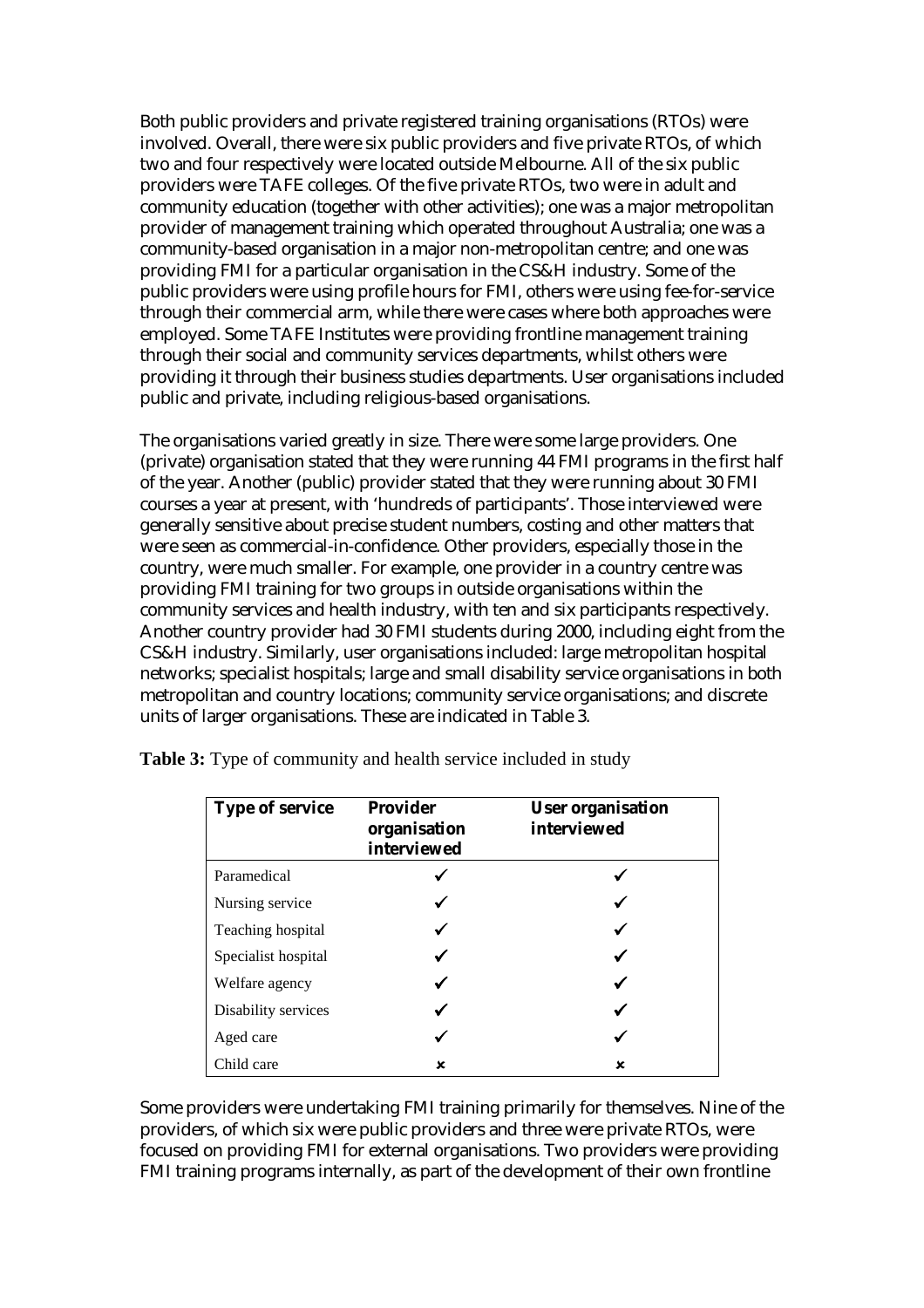Both public providers and private registered training organisations (RTOs) were involved. Overall, there were six public providers and five private RTOs, of which two and four respectively were located outside Melbourne. All of the six public providers were TAFE colleges. Of the five private RTOs, two were in adult and community education (together with other activities); one was a major metropolitan provider of management training which operated throughout Australia; one was a community-based organisation in a major non-metropolitan centre; and one was providing FMI for a particular organisation in the CS&H industry. Some of the public providers were using profile hours for FMI, others were using fee-for-service through their commercial arm, while there were cases where both approaches were employed. Some TAFE Institutes were providing frontline management training through their social and community services departments, whilst others were providing it through their business studies departments. User organisations included public and private, including religious-based organisations.

The organisations varied greatly in size. There were some large providers. One (private) organisation stated that they were running 44 FMI programs in the first half of the year. Another (public) provider stated that they were running about 30 FMI courses a year at present, with 'hundreds of participants'. Those interviewed were generally sensitive about precise student numbers, costing and other matters that were seen as commercial-in-confidence. Other providers, especially those in the country, were much smaller. For example, one provider in a country centre was providing FMI training for two groups in outside organisations within the community services and health industry, with ten and six participants respectively. Another country provider had 30 FMI students during 2000, including eight from the CS&H industry. Similarly, user organisations included: large metropolitan hospital networks; specialist hospitals; large and small disability service organisations in both metropolitan and country locations; community service organisations; and discrete units of larger organisations. These are indicated in Table 3.

**Table 3:** Type of community and health service included in study

| Type of service | Provider organisation interviewed | User organisation interviewed |
|---|---|---|
| Paramedical | ✓ | ✓ |
| Nursing service | ✓ | ✓ |
| Teaching hospital | ✓ | ✓ |
| Specialist hospital | ✓ | ✓ |
| Welfare agency | ✓ | ✓ |
| Disability services | ✓ | ✓ |
| Aged care | ✓ | ✓ |
| Child care | ✗ | ✗ |

Some providers were undertaking FMI training primarily for themselves. Nine of the providers, of which six were public providers and three were private RTOs, were focused on providing FMI for external organisations. Two providers were providing FMI training programs internally, as part of the development of their own frontline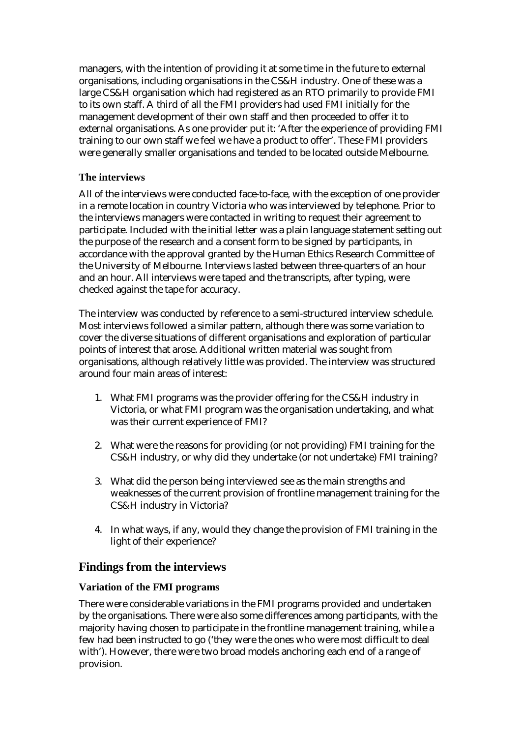managers, with the intention of providing it at some time in the future to external organisations, including organisations in the CS&H industry. One of these was a large CS&H organisation which had registered as an RTO primarily to provide FMI to its own staff. A third of all the FMI providers had used FMI initially for the management development of their own staff and then proceeded to offer it to external organisations. As one provider put it: 'After the experience of providing FMI training to our own staff we feel we have a product to offer'. These FMI providers were generally smaller organisations and tended to be located outside Melbourne.

### The interviews

All of the interviews were conducted face-to-face, with the exception of one provider in a remote location in country Victoria who was interviewed by telephone. Prior to the interviews managers were contacted in writing to request their agreement to participate. Included with the initial letter was a plain language statement setting out the purpose of the research and a consent form to be signed by participants, in accordance with the approval granted by the Human Ethics Research Committee of the University of Melbourne. Interviews lasted between three-quarters of an hour and an hour. All interviews were taped and the transcripts, after typing, were checked against the tape for accuracy.

The interview was conducted by reference to a semi-structured interview schedule. Most interviews followed a similar pattern, although there was some variation to cover the diverse situations of different organisations and exploration of particular points of interest that arose. Additional written material was sought from organisations, although relatively little was provided. The interview was structured around four main areas of interest:

1. What FMI programs was the provider offering for the CS&H industry in Victoria, or what FMI program was the organisation undertaking, and what was their current experience of FMI?

2. What were the reasons for providing (or not providing) FMI training for the CS&H industry, or why did they undertake (or not undertake) FMI training?

3. What did the person being interviewed see as the main strengths and weaknesses of the current provision of frontline management training for the CS&H industry in Victoria?

4. In what ways, if any, would they change the provision of FMI training in the light of their experience?

## Findings from the interviews

### Variation of the FMI programs

There were considerable variations in the FMI programs provided and undertaken by the organisations. There were also some differences among participants, with the majority having chosen to participate in the frontline management training, while a few had been instructed to go ('they were the ones who were most difficult to deal with'). However, there were two broad models anchoring each end of a range of provision.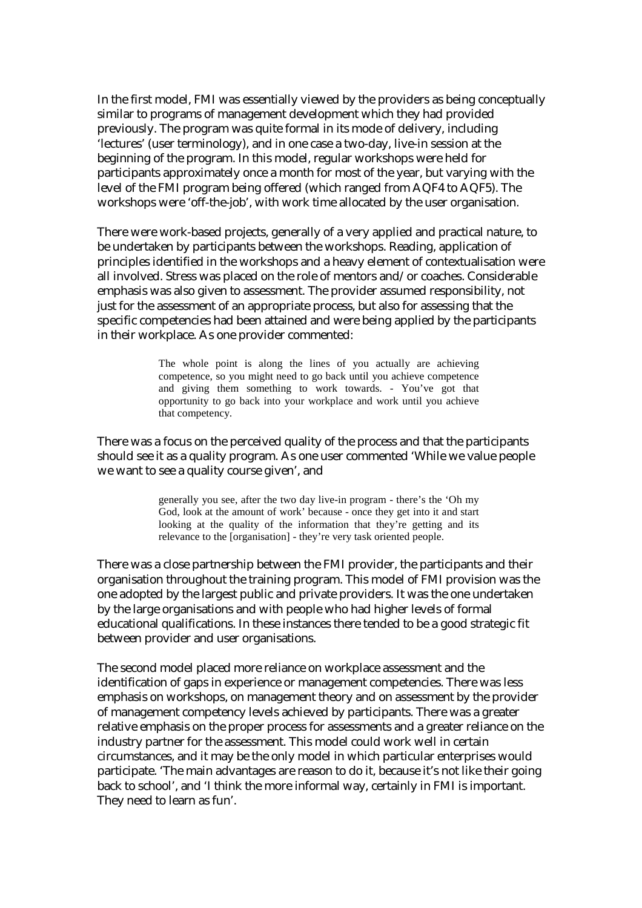In the first model, FMI was essentially viewed by the providers as being conceptually similar to programs of management development which they had provided previously. The program was quite formal in its mode of delivery, including 'lectures' (user terminology), and in one case a two-day, live-in session at the beginning of the program. In this model, regular workshops were held for participants approximately once a month for most of the year, but varying with the level of the FMI program being offered (which ranged from AQF4 to AQF5). The workshops were 'off-the-job', with work time allocated by the user organisation.

There were work-based projects, generally of a very applied and practical nature, to be undertaken by participants between the workshops. Reading, application of principles identified in the workshops and a heavy element of contextualisation were all involved. Stress was placed on the role of mentors and/or coaches. Considerable emphasis was also given to assessment. The provider assumed responsibility, not just for the assessment of an appropriate process, but also for assessing that the specific competencies had been attained and were being applied by the participants in their workplace. As one provider commented:

> The whole point is along the lines of you actually are achieving competence, so you might need to go back until you achieve competence and giving them something to work towards. - You've got that opportunity to go back into your workplace and work until you achieve that competency.

There was a focus on the perceived quality of the process and that the participants should see it as a quality program. As one user commented 'While we value people we want to see a quality course given', and

> generally you see, after the two day live-in program - there's the 'Oh my God, look at the amount of work' because - once they get into it and start looking at the quality of the information that they're getting and its relevance to the [organisation] - they're very task oriented people.

There was a close partnership between the FMI provider, the participants and their organisation throughout the training program. This model of FMI provision was the one adopted by the largest public and private providers. It was the one undertaken by the large organisations and with people who had higher levels of formal educational qualifications. In these instances there tended to be a good strategic fit between provider and user organisations.

The second model placed more reliance on workplace assessment and the identification of gaps in experience or management competencies. There was less emphasis on workshops, on management theory and on assessment by the provider of management competency levels achieved by participants. There was a greater relative emphasis on the proper process for assessments and a greater reliance on the industry partner for the assessment. This model could work well in certain circumstances, and it may be the only model in which particular enterprises would participate. 'The main advantages are reason to do it, because it's not like their going back to school', and 'I think the more informal way, certainly in FMI is important. They need to learn as fun'.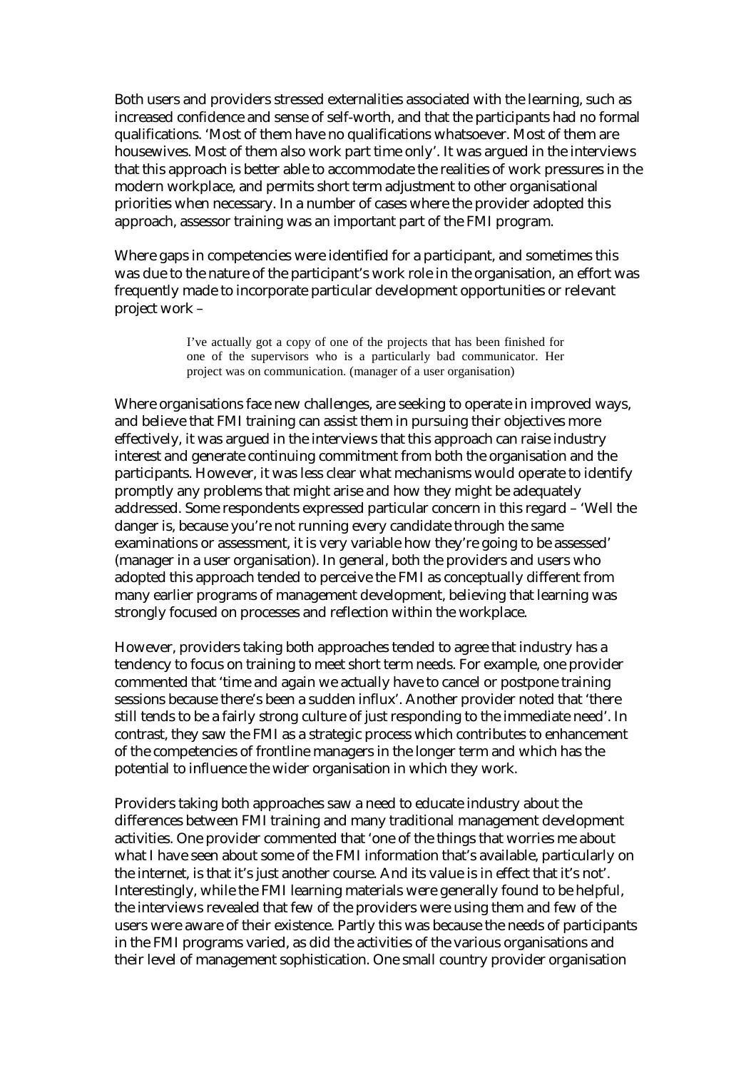Both users and providers stressed externalities associated with the learning, such as increased confidence and sense of self-worth, and that the participants had no formal qualifications. 'Most of them have no qualifications whatsoever. Most of them are housewives. Most of them also work part time only'. It was argued in the interviews that this approach is better able to accommodate the realities of work pressures in the modern workplace, and permits short term adjustment to other organisational priorities when necessary. In a number of cases where the provider adopted this approach, assessor training was an important part of the FMI program.

Where gaps in competencies were identified for a participant, and sometimes this was due to the nature of the participant's work role in the organisation, an effort was frequently made to incorporate particular development opportunities or relevant project work –

> I've actually got a copy of one of the projects that has been finished for one of the supervisors who is a particularly bad communicator. Her project was on communication. (manager of a user organisation)

Where organisations face new challenges, are seeking to operate in improved ways, and believe that FMI training can assist them in pursuing their objectives more effectively, it was argued in the interviews that this approach can raise industry interest and generate continuing commitment from both the organisation and the participants. However, it was less clear what mechanisms would operate to identify promptly any problems that might arise and how they might be adequately addressed. Some respondents expressed particular concern in this regard – 'Well the danger is, because you're not running every candidate through the same examinations or assessment, it is very variable how they're going to be assessed' (manager in a user organisation). In general, both the providers and users who adopted this approach tended to perceive the FMI as conceptually different from many earlier programs of management development, believing that learning was strongly focused on processes and reflection within the workplace.

However, providers taking both approaches tended to agree that industry has a tendency to focus on training to meet short term needs. For example, one provider commented that 'time and again we actually have to cancel or postpone training sessions because there's been a sudden influx'. Another provider noted that 'there still tends to be a fairly strong culture of just responding to the immediate need'. In contrast, they saw the FMI as a strategic process which contributes to enhancement of the competencies of frontline managers in the longer term and which has the potential to influence the wider organisation in which they work.

Providers taking both approaches saw a need to educate industry about the differences between FMI training and many traditional management development activities. One provider commented that 'one of the things that worries me about what I have seen about some of the FMI information that's available, particularly on the internet, is that it's just another course. And its value is in effect that it's not'. Interestingly, while the FMI learning materials were generally found to be helpful, the interviews revealed that few of the providers were using them and few of the users were aware of their existence. Partly this was because the needs of participants in the FMI programs varied, as did the activities of the various organisations and their level of management sophistication. One small country provider organisation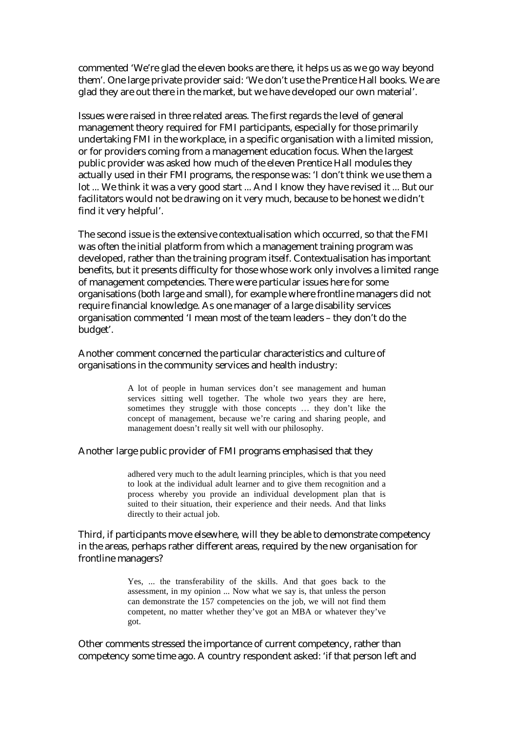commented 'We're glad the eleven books are there, it helps us as we go way beyond them'. One large private provider said: 'We don't use the Prentice Hall books. We are glad they are out there in the market, but we have developed our own material'.

Issues were raised in three related areas. The first regards the level of general management theory required for FMI participants, especially for those primarily undertaking FMI in the workplace, in a specific organisation with a limited mission, or for providers coming from a management education focus. When the largest public provider was asked how much of the eleven Prentice Hall modules they actually used in their FMI programs, the response was: 'I don't think we use them a lot ... We think it was a very good start ... And I know they have revised it ... But our facilitators would not be drawing on it very much, because to be honest we didn't find it very helpful'.

The second issue is the extensive contextualisation which occurred, so that the FMI was often the initial platform from which a management training program was developed, rather than the training program itself. Contextualisation has important benefits, but it presents difficulty for those whose work only involves a limited range of management competencies. There were particular issues here for some organisations (both large and small), for example where frontline managers did not require financial knowledge. As one manager of a large disability services organisation commented 'I mean most of the team leaders – they don't do the budget'.

Another comment concerned the particular characteristics and culture of organisations in the community services and health industry:

> A lot of people in human services don't see management and human services sitting well together. The whole two years they are here, sometimes they struggle with those concepts … they don't like the concept of management, because we're caring and sharing people, and management doesn't really sit well with our philosophy.

Another large public provider of FMI programs emphasised that they

> adhered very much to the adult learning principles, which is that you need to look at the individual adult learner and to give them recognition and a process whereby you provide an individual development plan that is suited to their situation, their experience and their needs. And that links directly to their actual job.

Third, if participants move elsewhere, will they be able to demonstrate competency in the areas, perhaps rather different areas, required by the new organisation for frontline managers?

> Yes, ... the transferability of the skills. And that goes back to the assessment, in my opinion ... Now what we say is, that unless the person can demonstrate the 157 competencies on the job, we will not find them competent, no matter whether they've got an MBA or whatever they've got.

Other comments stressed the importance of current competency, rather than competency some time ago. A country respondent asked: 'if that person left and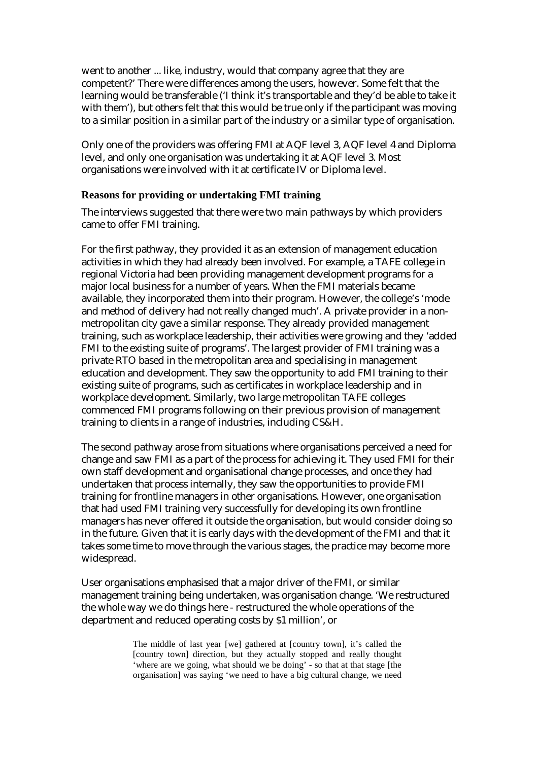went to another ... like, industry, would that company agree that they are competent?' There were differences among the users, however. Some felt that the learning would be transferable ('I think it's transportable and they'd be able to take it with them'), but others felt that this would be true only if the participant was moving to a similar position in a similar part of the industry or a similar type of organisation.

Only one of the providers was offering FMI at AQF level 3, AQF level 4 and Diploma level, and only one organisation was undertaking it at AQF level 3. Most organisations were involved with it at certificate IV or Diploma level.

### Reasons for providing or undertaking FMI training

The interviews suggested that there were two main pathways by which providers came to offer FMI training.

For the first pathway, they provided it as an extension of management education activities in which they had already been involved. For example, a TAFE college in regional Victoria had been providing management development programs for a major local business for a number of years. When the FMI materials became available, they incorporated them into their program. However, the college's 'mode and method of delivery had not really changed much'. A private provider in a non-metropolitan city gave a similar response. They already provided management training, such as workplace leadership, their activities were growing and they 'added FMI to the existing suite of programs'. The largest provider of FMI training was a private RTO based in the metropolitan area and specialising in management education and development. They saw the opportunity to add FMI training to their existing suite of programs, such as certificates in workplace leadership and in workplace development. Similarly, two large metropolitan TAFE colleges commenced FMI programs following on their previous provision of management training to clients in a range of industries, including CS&H.

The second pathway arose from situations where organisations perceived a need for change and saw FMI as a part of the process for achieving it. They used FMI for their own staff development and organisational change processes, and once they had undertaken that process internally, they saw the opportunities to provide FMI training for frontline managers in other organisations. However, one organisation that had used FMI training very successfully for developing its own frontline managers has never offered it outside the organisation, but would consider doing so in the future. Given that it is early days with the development of the FMI and that it takes some time to move through the various stages, the practice may become more widespread.

User organisations emphasised that a major driver of the FMI, or similar management training being undertaken, was organisation change. 'We restructured the whole way we do things here - restructured the whole operations of the department and reduced operating costs by $1 million', or

> The middle of last year [we] gathered at [country town], it's called the [country town] direction, but they actually stopped and really thought 'where are we going, what should we be doing' - so that at that stage [the organisation] was saying 'we need to have a big cultural change, we need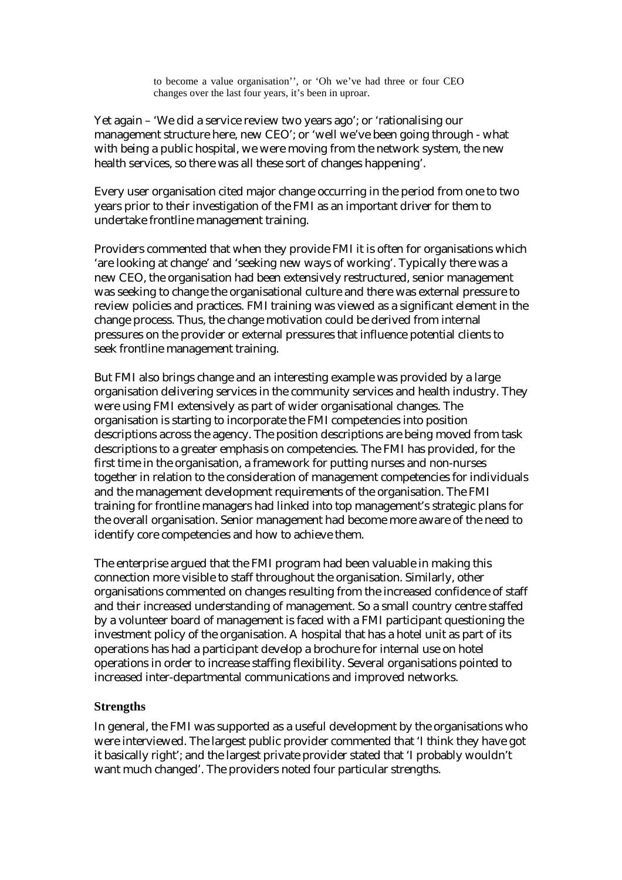> to become a value organisation'', or 'Oh we've had three or four CEO changes over the last four years, it's been in uproar.

Yet again – 'We did a service review two years ago'; or 'rationalising our management structure here, new CEO'; or 'well we've been going through - what with being a public hospital, we were moving from the network system, the new health services, so there was all these sort of changes happening'.

Every user organisation cited major change occurring in the period from one to two years prior to their investigation of the FMI as an important driver for them to undertake frontline management training.

Providers commented that when they provide FMI it is often for organisations which 'are looking at change' and 'seeking new ways of working'. Typically there was a new CEO, the organisation had been extensively restructured, senior management was seeking to change the organisational culture and there was external pressure to review policies and practices. FMI training was viewed as a significant element in the change process. Thus, the change motivation could be derived from internal pressures on the provider or external pressures that influence potential clients to seek frontline management training.

But FMI also brings change and an interesting example was provided by a large organisation delivering services in the community services and health industry. They were using FMI extensively as part of wider organisational changes. The organisation is starting to incorporate the FMI competencies into position descriptions across the agency. The position descriptions are being moved from task descriptions to a greater emphasis on competencies. The FMI has provided, for the first time in the organisation, a framework for putting nurses and non-nurses together in relation to the consideration of management competencies for individuals and the management development requirements of the organisation. The FMI training for frontline managers had linked into top management's strategic plans for the overall organisation. Senior management had become more aware of the need to identify core competencies and how to achieve them.

The enterprise argued that the FMI program had been valuable in making this connection more visible to staff throughout the organisation. Similarly, other organisations commented on changes resulting from the increased confidence of staff and their increased understanding of management. So a small country centre staffed by a volunteer board of management is faced with a FMI participant questioning the investment policy of the organisation. A hospital that has a hotel unit as part of its operations has had a participant develop a brochure for internal use on hotel operations in order to increase staffing flexibility. Several organisations pointed to increased inter-departmental communications and improved networks.

### Strengths

In general, the FMI was supported as a useful development by the organisations who were interviewed. The largest public provider commented that 'I think they have got it basically right'; and the largest private provider stated that 'I probably wouldn't want much changed'. The providers noted four particular strengths.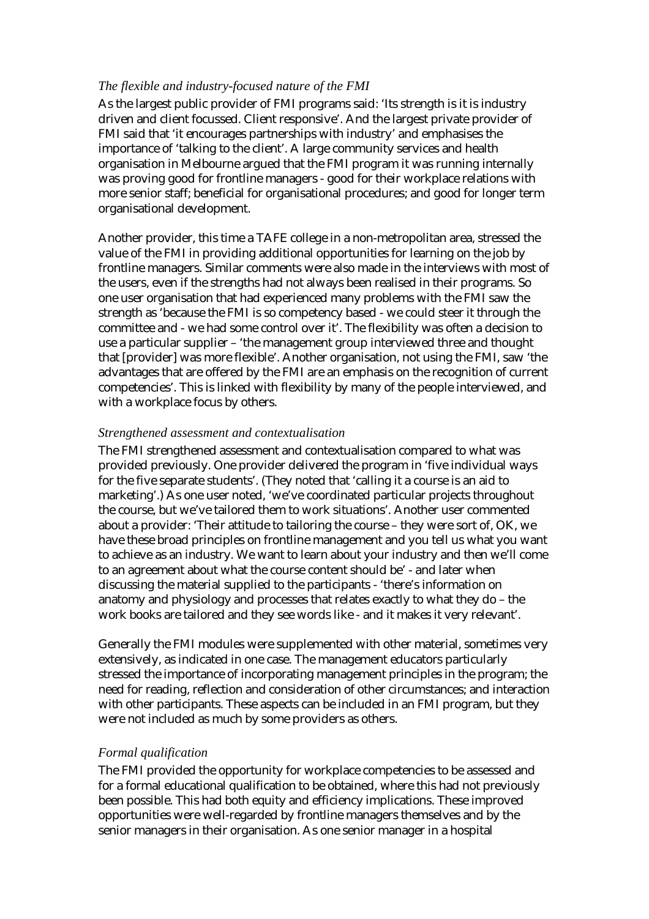### *The flexible and industry-focused nature of the FMI*

As the largest public provider of FMI programs said: 'Its strength is it is industry driven and client focussed. Client responsive'. And the largest private provider of FMI said that 'it encourages partnerships with industry' and emphasises the importance of 'talking to the client'. A large community services and health organisation in Melbourne argued that the FMI program it was running internally was proving good for frontline managers - good for their workplace relations with more senior staff; beneficial for organisational procedures; and good for longer term organisational development.

Another provider, this time a TAFE college in a non-metropolitan area, stressed the value of the FMI in providing additional opportunities for learning on the job by frontline managers. Similar comments were also made in the interviews with most of the users, even if the strengths had not always been realised in their programs. So one user organisation that had experienced many problems with the FMI saw the strength as 'because the FMI is so competency based - we could steer it through the committee and - we had some control over it'. The flexibility was often a decision to use a particular supplier – 'the management group interviewed three and thought that [provider] was more flexible'. Another organisation, not using the FMI, saw 'the advantages that are offered by the FMI are an emphasis on the recognition of current competencies'. This is linked with flexibility by many of the people interviewed, and with a workplace focus by others.

### *Strengthened assessment and contextualisation*

The FMI strengthened assessment and contextualisation compared to what was provided previously. One provider delivered the program in 'five individual ways for the five separate students'. (They noted that 'calling it a course is an aid to marketing'.) As one user noted, 'we've coordinated particular projects throughout the course, but we've tailored them to work situations'. Another user commented about a provider: 'Their attitude to tailoring the course – they were sort of, OK, we have these broad principles on frontline management and you tell us what you want to achieve as an industry. We want to learn about your industry and then we'll come to an agreement about what the course content should be' - and later when discussing the material supplied to the participants - 'there's information on anatomy and physiology and processes that relates exactly to what they do – the work books are tailored and they see words like - and it makes it very relevant'.

Generally the FMI modules were supplemented with other material, sometimes very extensively, as indicated in one case. The management educators particularly stressed the importance of incorporating management principles in the program; the need for reading, reflection and consideration of other circumstances; and interaction with other participants. These aspects can be included in an FMI program, but they were not included as much by some providers as others.

### *Formal qualification*

The FMI provided the opportunity for workplace competencies to be assessed and for a formal educational qualification to be obtained, where this had not previously been possible. This had both equity and efficiency implications. These improved opportunities were well-regarded by frontline managers themselves and by the senior managers in their organisation. As one senior manager in a hospital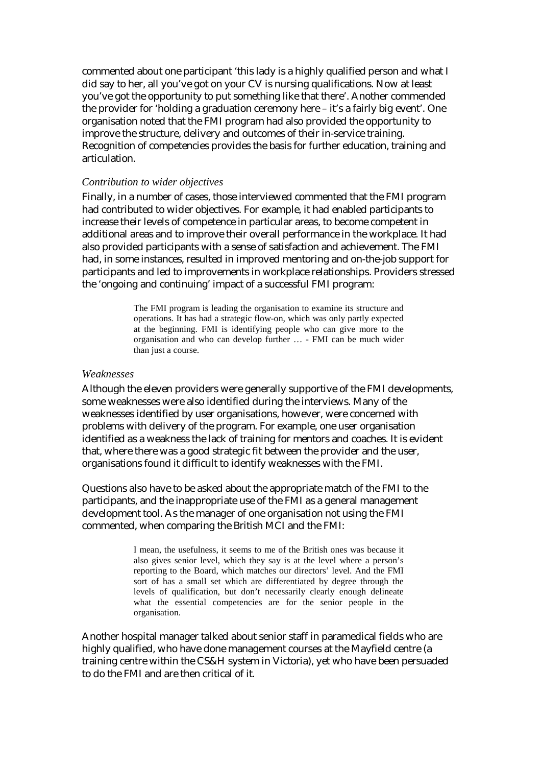commented about one participant 'this lady is a highly qualified person and what I did say to her, all you've got on your CV is nursing qualifications. Now at least you've got the opportunity to put something like that there'. Another commended the provider for 'holding a graduation ceremony here – it's a fairly big event'. One organisation noted that the FMI program had also provided the opportunity to improve the structure, delivery and outcomes of their in-service training. Recognition of competencies provides the basis for further education, training and articulation.

### *Contribution to wider objectives*

Finally, in a number of cases, those interviewed commented that the FMI program had contributed to wider objectives. For example, it had enabled participants to increase their levels of competence in particular areas, to become competent in additional areas and to improve their overall performance in the workplace. It had also provided participants with a sense of satisfaction and achievement. The FMI had, in some instances, resulted in improved mentoring and on-the-job support for participants and led to improvements in workplace relationships. Providers stressed the 'ongoing and continuing' impact of a successful FMI program:

> The FMI program is leading the organisation to examine its structure and operations. It has had a strategic flow-on, which was only partly expected at the beginning. FMI is identifying people who can give more to the organisation and who can develop further … - FMI can be much wider than just a course.

### *Weaknesses*

Although the eleven providers were generally supportive of the FMI developments, some weaknesses were also identified during the interviews. Many of the weaknesses identified by user organisations, however, were concerned with problems with delivery of the program. For example, one user organisation identified as a weakness the lack of training for mentors and coaches. It is evident that, where there was a good strategic fit between the provider and the user, organisations found it difficult to identify weaknesses with the FMI.

Questions also have to be asked about the appropriate match of the FMI to the participants, and the inappropriate use of the FMI as a general management development tool. As the manager of one organisation not using the FMI commented, when comparing the British MCI and the FMI:

> I mean, the usefulness, it seems to me of the British ones was because it also gives senior level, which they say is at the level where a person's reporting to the Board, which matches our directors' level. And the FMI sort of has a small set which are differentiated by degree through the levels of qualification, but don't necessarily clearly enough delineate what the essential competencies are for the senior people in the organisation.

Another hospital manager talked about senior staff in paramedical fields who are highly qualified, who have done management courses at the Mayfield centre (a training centre within the CS&H system in Victoria), yet who have been persuaded to do the FMI and are then critical of it.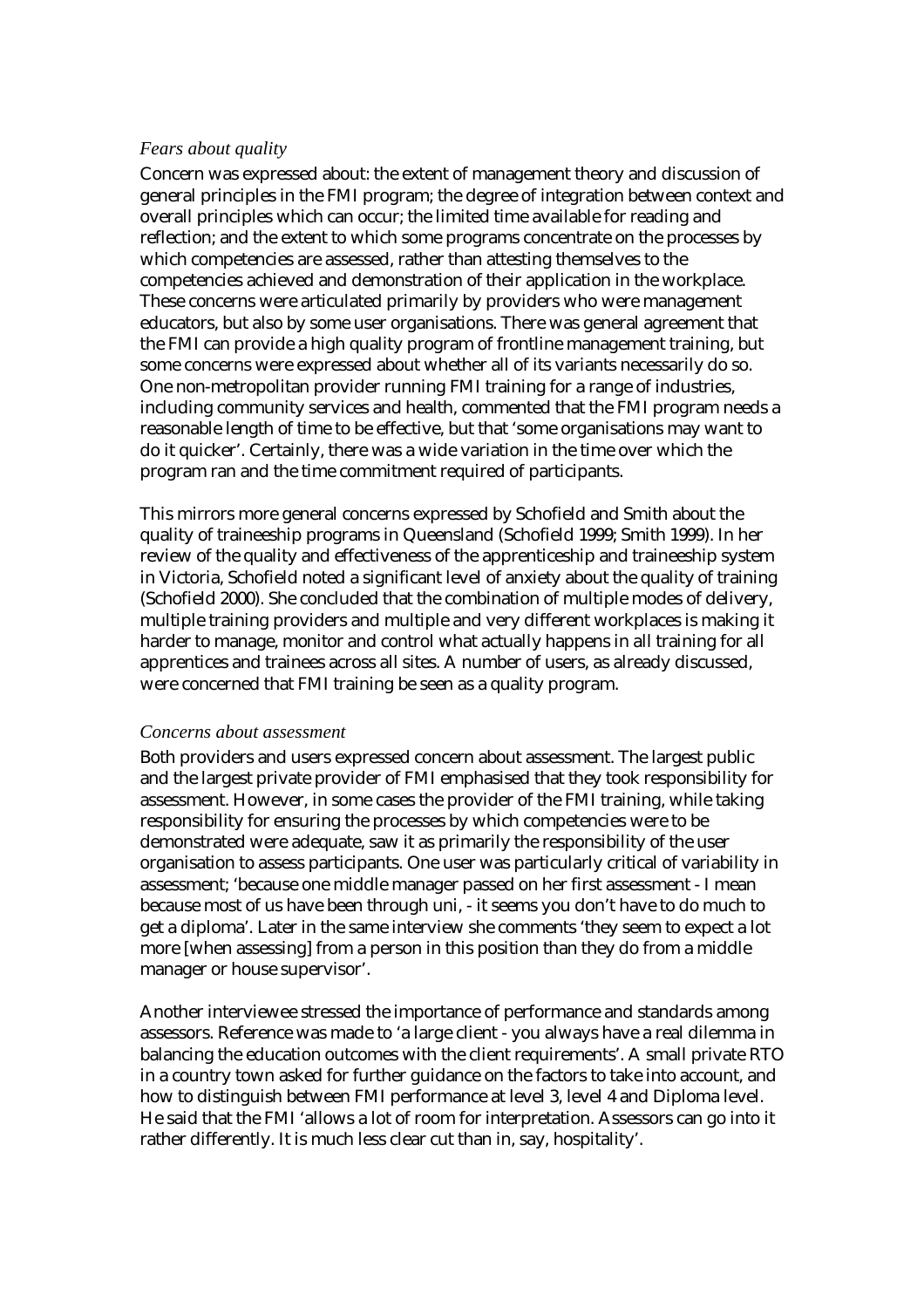### *Fears about quality*

Concern was expressed about: the extent of management theory and discussion of general principles in the FMI program; the degree of integration between context and overall principles which can occur; the limited time available for reading and reflection; and the extent to which some programs concentrate on the processes by which competencies are assessed, rather than attesting themselves to the competencies achieved and demonstration of their application in the workplace. These concerns were articulated primarily by providers who were management educators, but also by some user organisations. There was general agreement that the FMI can provide a high quality program of frontline management training, but some concerns were expressed about whether all of its variants necessarily do so. One non-metropolitan provider running FMI training for a range of industries, including community services and health, commented that the FMI program needs a reasonable length of time to be effective, but that 'some organisations may want to do it quicker'. Certainly, there was a wide variation in the time over which the program ran and the time commitment required of participants.

This mirrors more general concerns expressed by Schofield and Smith about the quality of traineeship programs in Queensland (Schofield 1999; Smith 1999). In her review of the quality and effectiveness of the apprenticeship and traineeship system in Victoria, Schofield noted a significant level of anxiety about the quality of training (Schofield 2000). She concluded that the combination of multiple modes of delivery, multiple training providers and multiple and very different workplaces is making it harder to manage, monitor and control what actually happens in all training for all apprentices and trainees across all sites. A number of users, as already discussed, were concerned that FMI training be seen as a quality program.

### *Concerns about assessment*

Both providers and users expressed concern about assessment. The largest public and the largest private provider of FMI emphasised that they took responsibility for assessment. However, in some cases the provider of the FMI training, while taking responsibility for ensuring the processes by which competencies were to be demonstrated were adequate, saw it as primarily the responsibility of the user organisation to assess participants. One user was particularly critical of variability in assessment; 'because one middle manager passed on her first assessment - I mean because most of us have been through uni, - it seems you don't have to do much to get a diploma'. Later in the same interview she comments 'they seem to expect a lot more [when assessing] from a person in this position than they do from a middle manager or house supervisor'.

Another interviewee stressed the importance of performance and standards among assessors. Reference was made to 'a large client - you always have a real dilemma in balancing the education outcomes with the client requirements'. A small private RTO in a country town asked for further guidance on the factors to take into account, and how to distinguish between FMI performance at level 3, level 4 and Diploma level. He said that the FMI 'allows a lot of room for interpretation. Assessors can go into it rather differently. It is much less clear cut than in, say, hospitality'.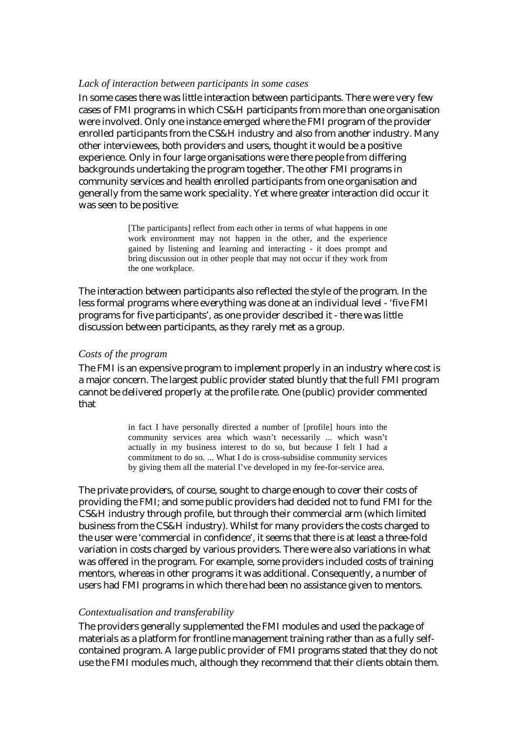### *Lack of interaction between participants in some cases*

In some cases there was little interaction between participants. There were very few cases of FMI programs in which CS&H participants from more than one organisation were involved. Only one instance emerged where the FMI program of the provider enrolled participants from the CS&H industry and also from another industry. Many other interviewees, both providers and users, thought it would be a positive experience. Only in four large organisations were there people from differing backgrounds undertaking the program together. The other FMI programs in community services and health enrolled participants from one organisation and generally from the same work speciality. Yet where greater interaction did occur it was seen to be positive:

> [The participants] reflect from each other in terms of what happens in one work environment may not happen in the other, and the experience gained by listening and learning and interacting - it does prompt and bring discussion out in other people that may not occur if they work from the one workplace.

The interaction between participants also reflected the style of the program. In the less formal programs where everything was done at an individual level - 'five FMI programs for five participants', as one provider described it - there was little discussion between participants, as they rarely met as a group.

### *Costs of the program*

The FMI is an expensive program to implement properly in an industry where cost is a major concern. The largest public provider stated bluntly that the full FMI program cannot be delivered properly at the profile rate. One (public) provider commented that

> in fact I have personally directed a number of [profile] hours into the community services area which wasn't necessarily ... which wasn't actually in my business interest to do so, but because I felt I had a commitment to do so. ... What I do is cross-subsidise community services by giving them all the material I've developed in my fee-for-service area.

The private providers, of course, sought to charge enough to cover their costs of providing the FMI; and some public providers had decided not to fund FMI for the CS&H industry through profile, but through their commercial arm (which limited business from the CS&H industry). Whilst for many providers the costs charged to the user were 'commercial in confidence', it seems that there is at least a three-fold variation in costs charged by various providers. There were also variations in what was offered in the program. For example, some providers included costs of training mentors, whereas in other programs it was additional. Consequently, a number of users had FMI programs in which there had been no assistance given to mentors.

### *Contextualisation and transferability*

The providers generally supplemented the FMI modules and used the package of materials as a platform for frontline management training rather than as a fully self-contained program. A large public provider of FMI programs stated that they do not use the FMI modules much, although they recommend that their clients obtain them.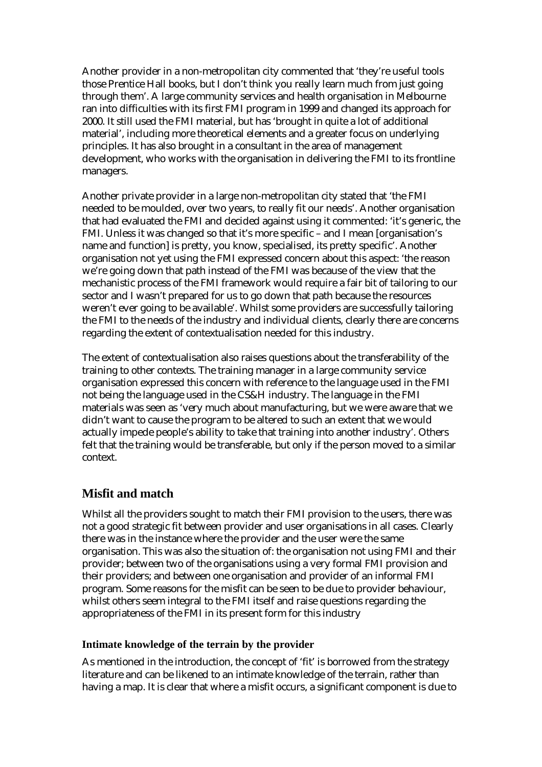Another provider in a non-metropolitan city commented that 'they're useful tools those Prentice Hall books, but I don't think you really learn much from just going through them'. A large community services and health organisation in Melbourne ran into difficulties with its first FMI program in 1999 and changed its approach for 2000. It still used the FMI material, but has 'brought in quite a lot of additional material', including more theoretical elements and a greater focus on underlying principles. It has also brought in a consultant in the area of management development, who works with the organisation in delivering the FMI to its frontline managers.

Another private provider in a large non-metropolitan city stated that 'the FMI needed to be moulded, over two years, to really fit our needs'. Another organisation that had evaluated the FMI and decided against using it commented: 'it's generic, the FMI. Unless it was changed so that it's more specific – and I mean [organisation's name and function] is pretty, you know, specialised, its pretty specific'. Another organisation not yet using the FMI expressed concern about this aspect: 'the reason we're going down that path instead of the FMI was because of the view that the mechanistic process of the FMI framework would require a fair bit of tailoring to our sector and I wasn't prepared for us to go down that path because the resources weren't ever going to be available'. Whilst some providers are successfully tailoring the FMI to the needs of the industry and individual clients, clearly there are concerns regarding the extent of contextualisation needed for this industry.

The extent of contextualisation also raises questions about the transferability of the training to other contexts. The training manager in a large community service organisation expressed this concern with reference to the language used in the FMI not being the language used in the CS&H industry. The language in the FMI materials was seen as 'very much about manufacturing, but we were aware that we didn't want to cause the program to be altered to such an extent that we would actually impede people's ability to take that training into another industry'. Others felt that the training would be transferable, but only if the person moved to a similar context.

## Misfit and match

Whilst all the providers sought to match their FMI provision to the users, there was not a good strategic fit between provider and user organisations in all cases. Clearly there was in the instance where the provider and the user were the same organisation. This was also the situation of: the organisation not using FMI and their provider; between two of the organisations using a very formal FMI provision and their providers; and between one organisation and provider of an informal FMI program. Some reasons for the misfit can be seen to be due to provider behaviour, whilst others seem integral to the FMI itself and raise questions regarding the appropriateness of the FMI in its present form for this industry

### Intimate knowledge of the terrain by the provider

As mentioned in the introduction, the concept of 'fit' is borrowed from the strategy literature and can be likened to an intimate knowledge of the terrain, rather than having a map. It is clear that where a misfit occurs, a significant component is due to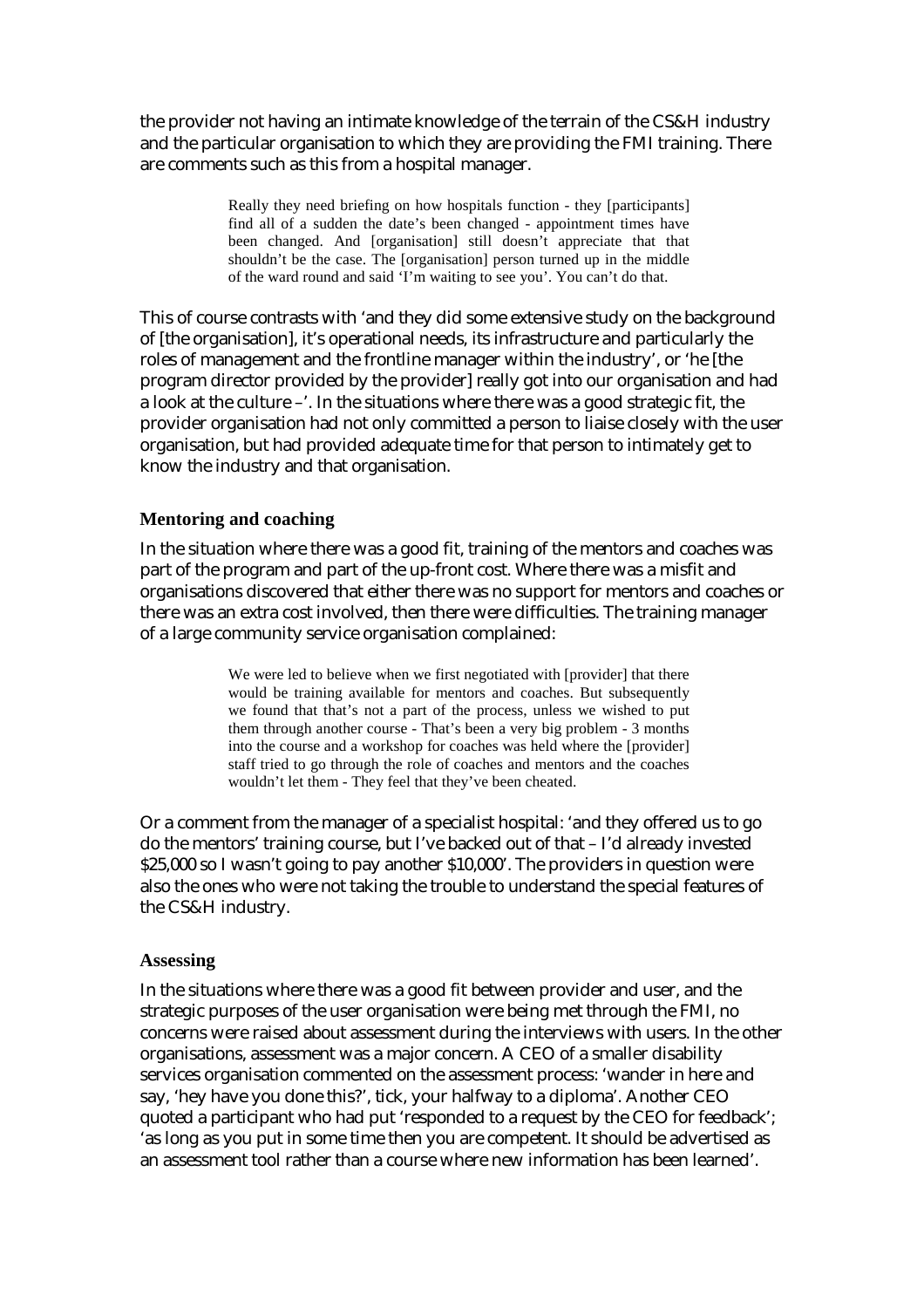the provider not having an intimate knowledge of the terrain of the CS&H industry and the particular organisation to which they are providing the FMI training. There are comments such as this from a hospital manager.

> Really they need briefing on how hospitals function - they [participants] find all of a sudden the date's been changed - appointment times have been changed. And [organisation] still doesn't appreciate that that shouldn't be the case. The [organisation] person turned up in the middle of the ward round and said 'I'm waiting to see you'. You can't do that.

This of course contrasts with 'and they did some extensive study on the background of [the organisation], it's operational needs, its infrastructure and particularly the roles of management and the frontline manager within the industry', or 'he [the program director provided by the provider] really got into our organisation and had a look at the culture –'. In the situations where there was a good strategic fit, the provider organisation had not only committed a person to liaise closely with the user organisation, but had provided adequate time for that person to intimately get to know the industry and that organisation.

### Mentoring and coaching

In the situation where there was a good fit, training of the mentors and coaches was part of the program and part of the up-front cost. Where there was a misfit and organisations discovered that either there was no support for mentors and coaches or there was an extra cost involved, then there were difficulties. The training manager of a large community service organisation complained:

> We were led to believe when we first negotiated with [provider] that there would be training available for mentors and coaches. But subsequently we found that that's not a part of the process, unless we wished to put them through another course - That's been a very big problem - 3 months into the course and a workshop for coaches was held where the [provider] staff tried to go through the role of coaches and mentors and the coaches wouldn't let them - They feel that they've been cheated.

Or a comment from the manager of a specialist hospital: 'and they offered us to go do the mentors' training course, but I've backed out of that – I'd already invested $25,000 so I wasn't going to pay another $10,000'. The providers in question were also the ones who were not taking the trouble to understand the special features of the CS&H industry.

### Assessing

In the situations where there was a good fit between provider and user, and the strategic purposes of the user organisation were being met through the FMI, no concerns were raised about assessment during the interviews with users. In the other organisations, assessment was a major concern. A CEO of a smaller disability services organisation commented on the assessment process: 'wander in here and say, 'hey have you done this?', tick, your halfway to a diploma'. Another CEO quoted a participant who had put 'responded to a request by the CEO for feedback'; 'as long as you put in some time then you are competent. It should be advertised as an assessment tool rather than a course where new information has been learned'.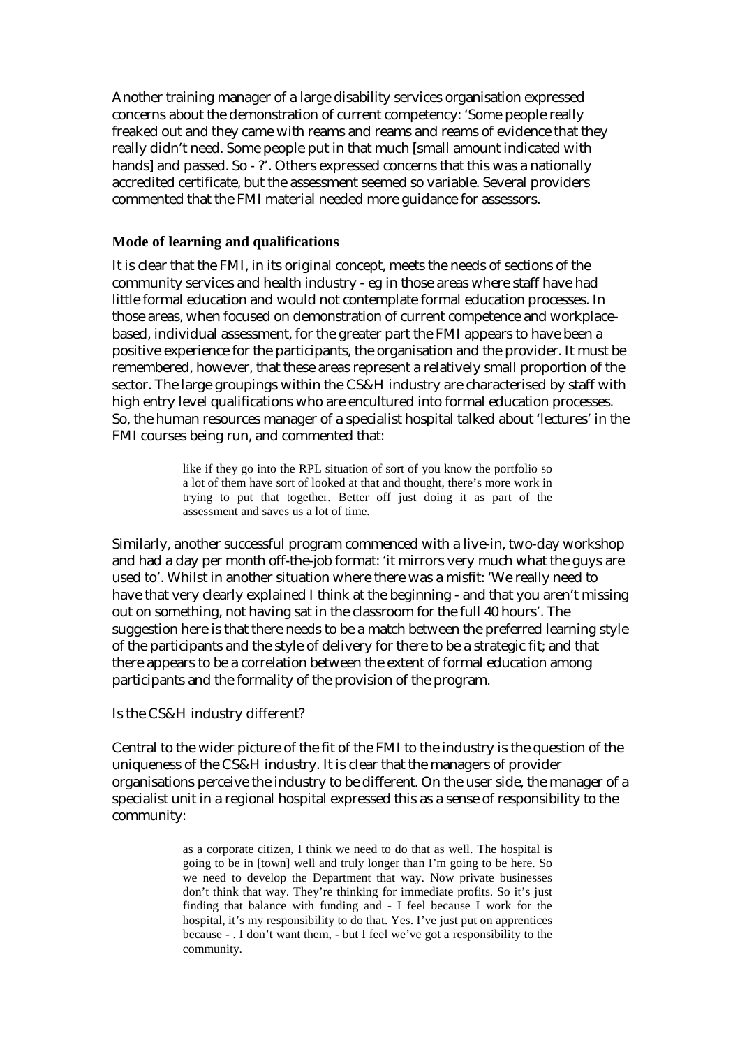Another training manager of a large disability services organisation expressed concerns about the demonstration of current competency: 'Some people really freaked out and they came with reams and reams and reams of evidence that they really didn't need. Some people put in that much [small amount indicated with hands] and passed. So - ?'. Others expressed concerns that this was a nationally accredited certificate, but the assessment seemed so variable. Several providers commented that the FMI material needed more guidance for assessors.

### Mode of learning and qualifications

It is clear that the FMI, in its original concept, meets the needs of sections of the community services and health industry - eg in those areas where staff have had little formal education and would not contemplate formal education processes. In those areas, when focused on demonstration of current competence and workplace-based, individual assessment, for the greater part the FMI appears to have been a positive experience for the participants, the organisation and the provider. It must be remembered, however, that these areas represent a relatively small proportion of the sector. The large groupings within the CS&H industry are characterised by staff with high entry level qualifications who are encultured into formal education processes. So, the human resources manager of a specialist hospital talked about 'lectures' in the FMI courses being run, and commented that:

> like if they go into the RPL situation of sort of you know the portfolio so a lot of them have sort of looked at that and thought, there's more work in trying to put that together. Better off just doing it as part of the assessment and saves us a lot of time.

Similarly, another successful program commenced with a live-in, two-day workshop and had a day per month off-the-job format: 'it mirrors very much what the guys are used to'. Whilst in another situation where there was a misfit: 'We really need to have that very clearly explained I think at the beginning - and that you aren't missing out on something, not having sat in the classroom for the full 40 hours'. The suggestion here is that there needs to be a match between the preferred learning style of the participants and the style of delivery for there to be a strategic fit; and that there appears to be a correlation between the extent of formal education among participants and the formality of the provision of the program.

Is the CS&H industry different?

Central to the wider picture of the fit of the FMI to the industry is the question of the uniqueness of the CS&H industry. It is clear that the managers of provider organisations perceive the industry to be different. On the user side, the manager of a specialist unit in a regional hospital expressed this as a sense of responsibility to the community:

> as a corporate citizen, I think we need to do that as well. The hospital is going to be in [town] well and truly longer than I'm going to be here. So we need to develop the Department that way. Now private businesses don't think that way. They're thinking for immediate profits. So it's just finding that balance with funding and - I feel because I work for the hospital, it's my responsibility to do that. Yes. I've just put on apprentices because - . I don't want them, - but I feel we've got a responsibility to the community.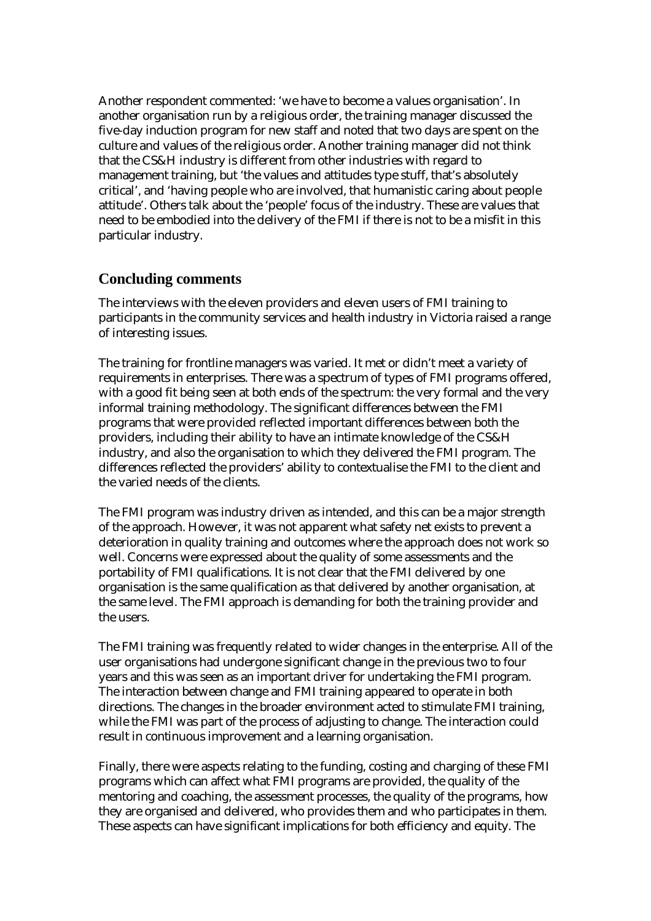Another respondent commented: 'we have to become a values organisation'. In another organisation run by a religious order, the training manager discussed the five-day induction program for new staff and noted that two days are spent on the culture and values of the religious order. Another training manager did not think that the CS&H industry is different from other industries with regard to management training, but 'the values and attitudes type stuff, that's absolutely critical', and 'having people who are involved, that humanistic caring about people attitude'. Others talk about the 'people' focus of the industry. These are values that need to be embodied into the delivery of the FMI if there is not to be a misfit in this particular industry.

## Concluding comments

The interviews with the eleven providers and eleven users of FMI training to participants in the community services and health industry in Victoria raised a range of interesting issues.

The training for frontline managers was varied. It met or didn't meet a variety of requirements in enterprises. There was a spectrum of types of FMI programs offered, with a good fit being seen at both ends of the spectrum: the very formal and the very informal training methodology. The significant differences between the FMI programs that were provided reflected important differences between both the providers, including their ability to have an intimate knowledge of the CS&H industry, and also the organisation to which they delivered the FMI program. The differences reflected the providers' ability to contextualise the FMI to the client and the varied needs of the clients.

The FMI program was industry driven as intended, and this can be a major strength of the approach. However, it was not apparent what safety net exists to prevent a deterioration in quality training and outcomes where the approach does not work so well. Concerns were expressed about the quality of some assessments and the portability of FMI qualifications. It is not clear that the FMI delivered by one organisation is the same qualification as that delivered by another organisation, at the same level. The FMI approach is demanding for both the training provider and the users.

The FMI training was frequently related to wider changes in the enterprise. All of the user organisations had undergone significant change in the previous two to four years and this was seen as an important driver for undertaking the FMI program. The interaction between change and FMI training appeared to operate in both directions. The changes in the broader environment acted to stimulate FMI training, while the FMI was part of the process of adjusting to change. The interaction could result in continuous improvement and a learning organisation.

Finally, there were aspects relating to the funding, costing and charging of these FMI programs which can affect what FMI programs are provided, the quality of the mentoring and coaching, the assessment processes, the quality of the programs, how they are organised and delivered, who provides them and who participates in them. These aspects can have significant implications for both efficiency and equity. The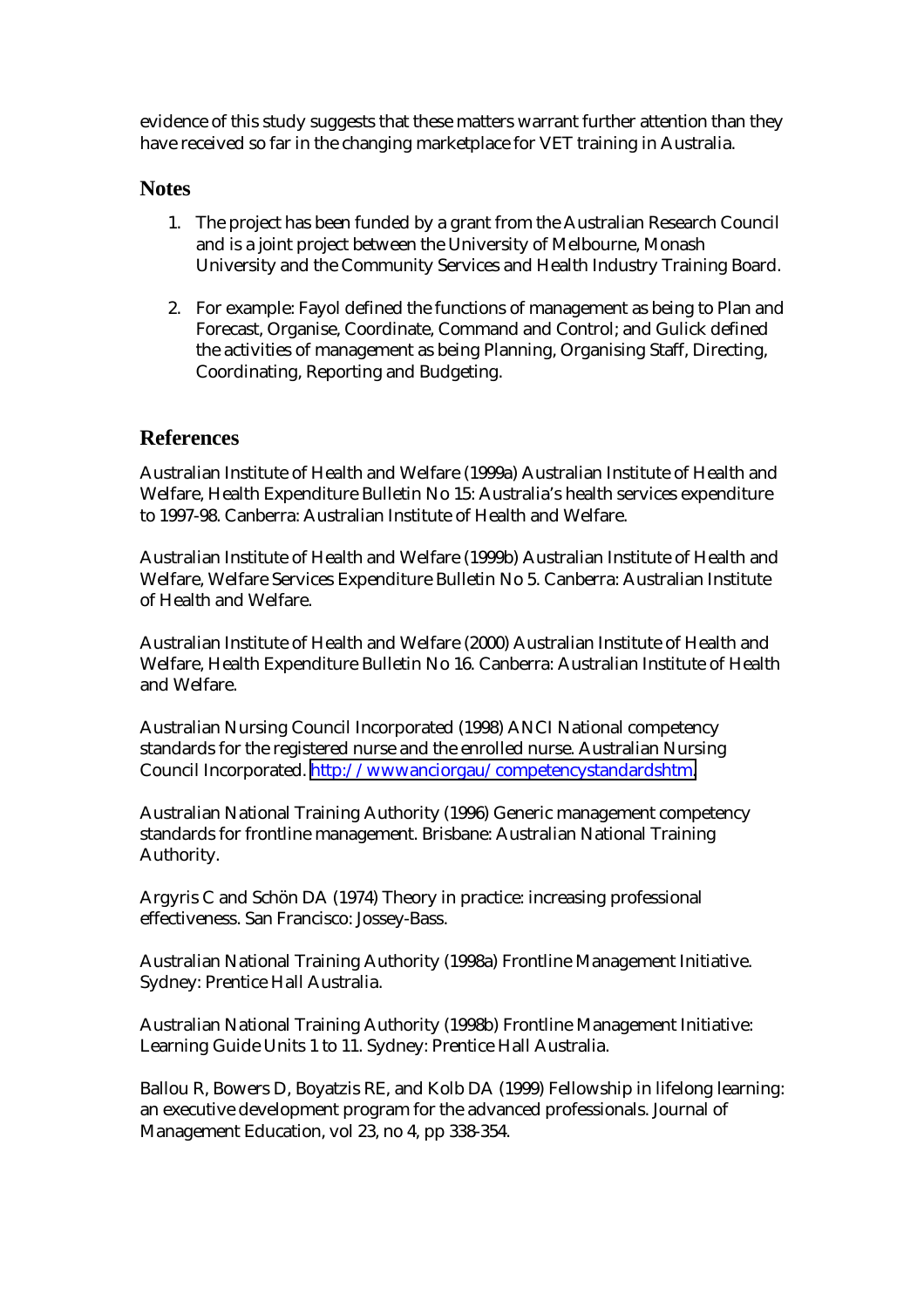evidence of this study suggests that these matters warrant further attention than they have received so far in the changing marketplace for VET training in Australia.

## Notes

1. The project has been funded by a grant from the Australian Research Council and is a joint project between the University of Melbourne, Monash University and the Community Services and Health Industry Training Board.

2. For example: Fayol defined the functions of management as being to Plan and Forecast, Organise, Coordinate, Command and Control; and Gulick defined the activities of management as being Planning, Organising Staff, Directing, Coordinating, Reporting and Budgeting.

## References

Australian Institute of Health and Welfare (1999a) Australian Institute of Health and Welfare, Health Expenditure Bulletin No 15: Australia's health services expenditure to 1997-98. Canberra: Australian Institute of Health and Welfare.

Australian Institute of Health and Welfare (1999b) Australian Institute of Health and Welfare, Welfare Services Expenditure Bulletin No 5. Canberra: Australian Institute of Health and Welfare.

Australian Institute of Health and Welfare (2000) Australian Institute of Health and Welfare, Health Expenditure Bulletin No 16. Canberra: Australian Institute of Health and Welfare.

Australian Nursing Council Incorporated (1998) ANCI National competency standards for the registered nurse and the enrolled nurse. Australian Nursing Council Incorporated. http://wwwanciorgau/competencystandardshtm.

Australian National Training Authority (1996) Generic management competency standards for frontline management. Brisbane: Australian National Training Authority.

Argyris C and Schön DA (1974) Theory in practice: increasing professional effectiveness. San Francisco: Jossey-Bass.

Australian National Training Authority (1998a) Frontline Management Initiative. Sydney: Prentice Hall Australia.

Australian National Training Authority (1998b) Frontline Management Initiative: Learning Guide Units 1 to 11. Sydney: Prentice Hall Australia.

Ballou R, Bowers D, Boyatzis RE, and Kolb DA (1999) Fellowship in lifelong learning: an executive development program for the advanced professionals. Journal of Management Education, vol 23, no 4, pp 338-354.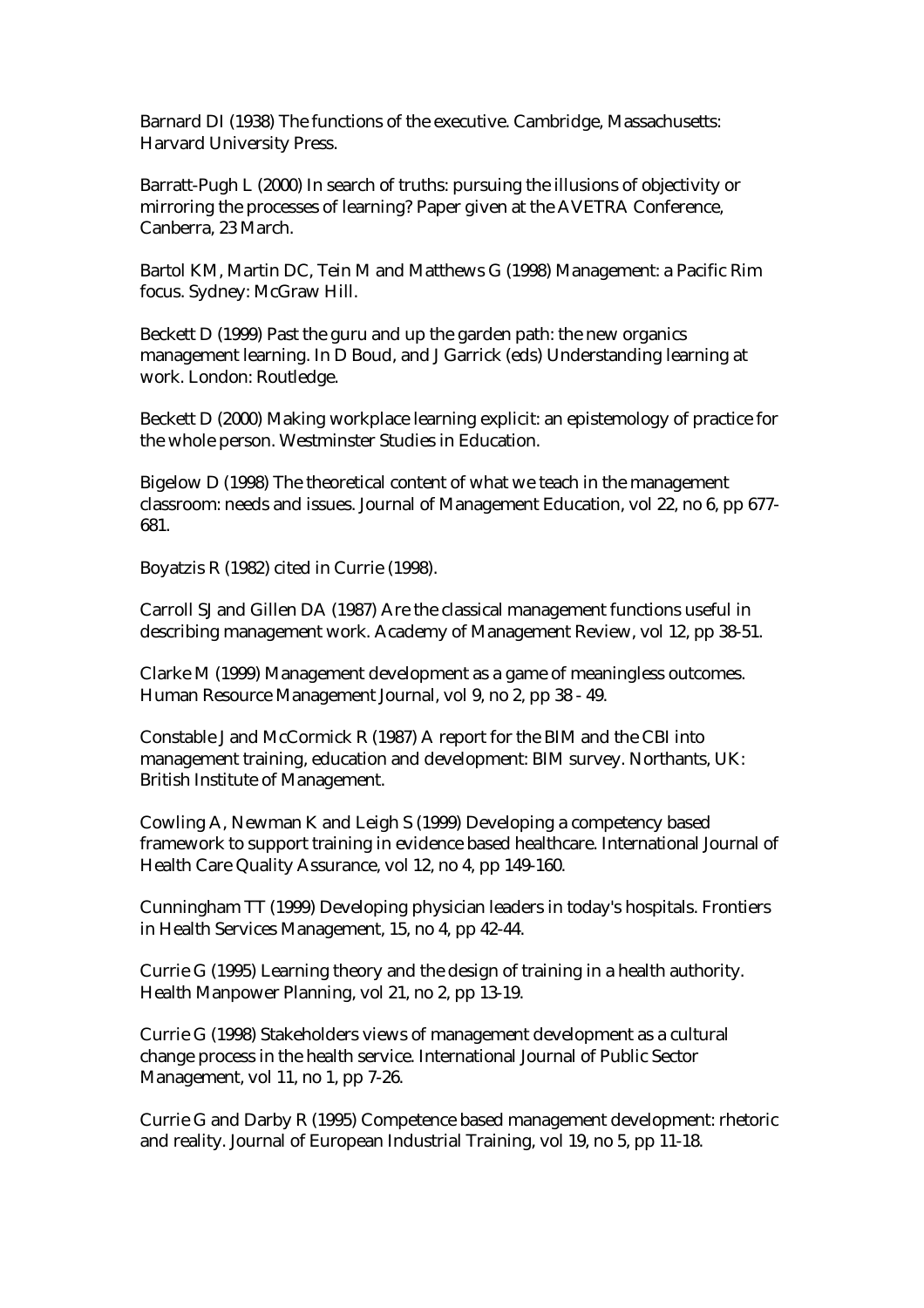Barnard DI (1938) The functions of the executive. Cambridge, Massachusetts: Harvard University Press.

Barratt-Pugh L (2000) In search of truths: pursuing the illusions of objectivity or mirroring the processes of learning? Paper given at the AVETRA Conference, Canberra, 23 March.

Bartol KM, Martin DC, Tein M and Matthews G (1998) Management: a Pacific Rim focus. Sydney: McGraw Hill.

Beckett D (1999) Past the guru and up the garden path: the new organics management learning. In D Boud, and J Garrick (eds) Understanding learning at work. London: Routledge.

Beckett D (2000) Making workplace learning explicit: an epistemology of practice for the whole person. Westminster Studies in Education.

Bigelow D (1998) The theoretical content of what we teach in the management classroom: needs and issues. Journal of Management Education, vol 22, no 6, pp 677-681.

Boyatzis R (1982) cited in Currie (1998).

Carroll SJ and Gillen DA (1987) Are the classical management functions useful in describing management work. Academy of Management Review, vol 12, pp 38-51.

Clarke M (1999) Management development as a game of meaningless outcomes. Human Resource Management Journal, vol 9, no 2, pp 38 - 49.

Constable J and McCormick R (1987) A report for the BIM and the CBI into management training, education and development: BIM survey. Northants, UK: British Institute of Management.

Cowling A, Newman K and Leigh S (1999) Developing a competency based framework to support training in evidence based healthcare. International Journal of Health Care Quality Assurance, vol 12, no 4, pp 149-160.

Cunningham TT (1999) Developing physician leaders in today's hospitals. Frontiers in Health Services Management, 15, no 4, pp 42-44.

Currie G (1995) Learning theory and the design of training in a health authority. Health Manpower Planning, vol 21, no 2, pp 13-19.

Currie G (1998) Stakeholders views of management development as a cultural change process in the health service. International Journal of Public Sector Management, vol 11, no 1, pp 7-26.

Currie G and Darby R (1995) Competence based management development: rhetoric and reality. Journal of European Industrial Training, vol 19, no 5, pp 11-18.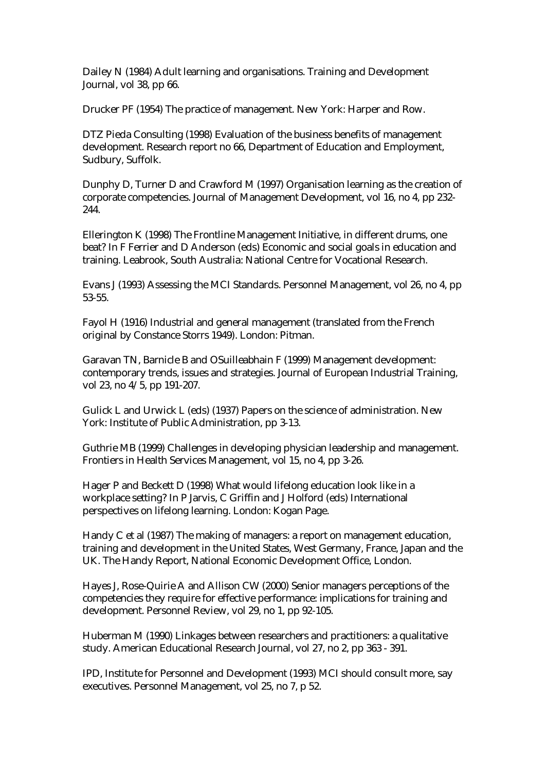Dailey N (1984) Adult learning and organisations. Training and Development Journal, vol 38, pp 66.

Drucker PF (1954) The practice of management. New York: Harper and Row.

DTZ Pieda Consulting (1998) Evaluation of the business benefits of management development. Research report no 66, Department of Education and Employment, Sudbury, Suffolk.

Dunphy D, Turner D and Crawford M (1997) Organisation learning as the creation of corporate competencies. Journal of Management Development, vol 16, no 4, pp 232-244.

Ellerington K (1998) The Frontline Management Initiative, in different drums, one beat? In F Ferrier and D Anderson (eds) Economic and social goals in education and training. Leabrook, South Australia: National Centre for Vocational Research.

Evans J (1993) Assessing the MCI Standards. Personnel Management, vol 26, no 4, pp 53-55.

Fayol H (1916) Industrial and general management (translated from the French original by Constance Storrs 1949). London: Pitman.

Garavan TN, Barnicle B and OSuilleabhain F (1999) Management development: contemporary trends, issues and strategies. Journal of European Industrial Training, vol 23, no 4/5, pp 191-207.

Gulick L and Urwick L (eds) (1937) Papers on the science of administration. New York: Institute of Public Administration, pp 3-13.

Guthrie MB (1999) Challenges in developing physician leadership and management. Frontiers in Health Services Management, vol 15, no 4, pp 3-26.

Hager P and Beckett D (1998) What would lifelong education look like in a workplace setting? In P Jarvis, C Griffin and J Holford (eds) International perspectives on lifelong learning. London: Kogan Page.

Handy C et al (1987) The making of managers: a report on management education, training and development in the United States, West Germany, France, Japan and the UK. The Handy Report, National Economic Development Office, London.

Hayes J, Rose-Quirie A and Allison CW (2000) Senior managers perceptions of the competencies they require for effective performance: implications for training and development. Personnel Review, vol 29, no 1, pp 92-105.

Huberman M (1990) Linkages between researchers and practitioners: a qualitative study. American Educational Research Journal, vol 27, no 2, pp 363 - 391.

IPD, Institute for Personnel and Development (1993) MCI should consult more, say executives. Personnel Management, vol 25, no 7, p 52.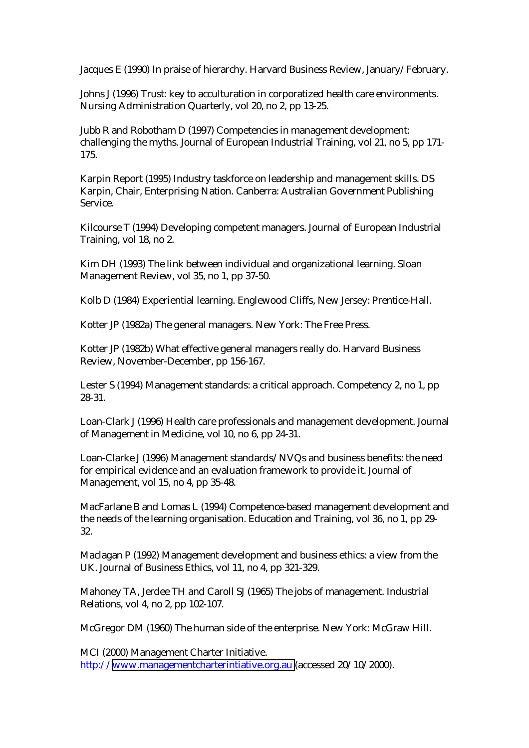Jacques E (1990) In praise of hierarchy. Harvard Business Review, January/February.

Johns J (1996) Trust: key to acculturation in corporatized health care environments. Nursing Administration Quarterly, vol 20, no 2, pp 13-25.

Jubb R and Robotham D (1997) Competencies in management development: challenging the myths. Journal of European Industrial Training, vol 21, no 5, pp 171-175.

Karpin Report (1995) Industry taskforce on leadership and management skills. DS Karpin, Chair, Enterprising Nation. Canberra: Australian Government Publishing Service.

Kilcourse T (1994) Developing competent managers. Journal of European Industrial Training, vol 18, no 2.

Kim DH (1993) The link between individual and organizational learning. Sloan Management Review, vol 35, no 1, pp 37-50.

Kolb D (1984) Experiential learning. Englewood Cliffs, New Jersey: Prentice-Hall.

Kotter JP (1982a) The general managers. New York: The Free Press.

Kotter JP (1982b) What effective general managers really do. Harvard Business Review, November-December, pp 156-167.

Lester S (1994) Management standards: a critical approach. Competency 2, no 1, pp 28-31.

Loan-Clark J (1996) Health care professionals and management development. Journal of Management in Medicine, vol 10, no 6, pp 24-31.

Loan-Clarke J (1996) Management standards/NVQs and business benefits: the need for empirical evidence and an evaluation framework to provide it. Journal of Management, vol 15, no 4, pp 35-48.

MacFarlane B and Lomas L (1994) Competence-based management development and the needs of the learning organisation. Education and Training, vol 36, no 1, pp 29-32.

Maclagan P (1992) Management development and business ethics: a view from the UK. Journal of Business Ethics, vol 11, no 4, pp 321-329.

Mahoney TA, Jerdee TH and Caroll SJ (1965) The jobs of management. Industrial Relations, vol 4, no 2, pp 102-107.

McGregor DM (1960) The human side of the enterprise. New York: McGraw Hill.

MCI (2000) Management Charter Initiative. http://www.managementcharterintiative.org.au (accessed 20/10/2000).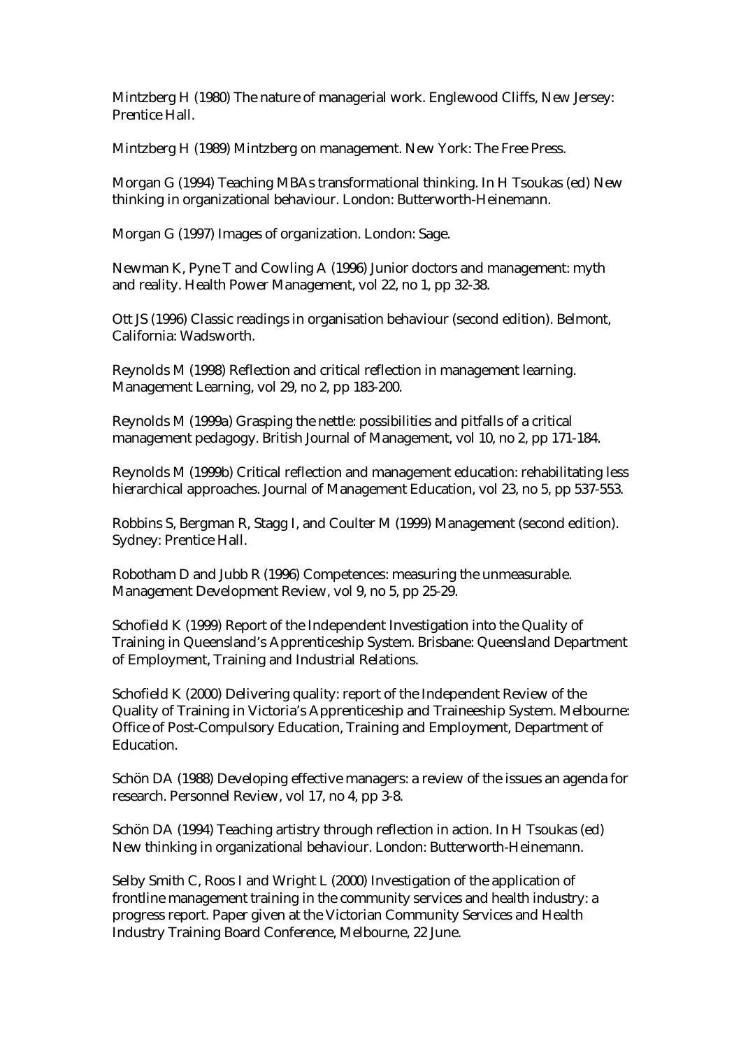Mintzberg H (1980) The nature of managerial work. Englewood Cliffs, New Jersey: Prentice Hall.

Mintzberg H (1989) Mintzberg on management. New York: The Free Press.

Morgan G (1994) Teaching MBAs transformational thinking. In H Tsoukas (ed) New thinking in organizational behaviour. London: Butterworth-Heinemann.

Morgan G (1997) Images of organization. London: Sage.

Newman K, Pyne T and Cowling A (1996) Junior doctors and management: myth and reality. Health Power Management, vol 22, no 1, pp 32-38.

Ott JS (1996) Classic readings in organisation behaviour (second edition). Belmont, California: Wadsworth.

Reynolds M (1998) Reflection and critical reflection in management learning. Management Learning, vol 29, no 2, pp 183-200.

Reynolds M (1999a) Grasping the nettle: possibilities and pitfalls of a critical management pedagogy. British Journal of Management, vol 10, no 2, pp 171-184.

Reynolds M (1999b) Critical reflection and management education: rehabilitating less hierarchical approaches. Journal of Management Education, vol 23, no 5, pp 537-553.

Robbins S, Bergman R, Stagg I, and Coulter M (1999) Management (second edition). Sydney: Prentice Hall.

Robotham D and Jubb R (1996) Competences: measuring the unmeasurable. Management Development Review, vol 9, no 5, pp 25-29.

Schofield K (1999) Report of the Independent Investigation into the Quality of Training in Queensland's Apprenticeship System. Brisbane: Queensland Department of Employment, Training and Industrial Relations.

Schofield K (2000) Delivering quality: report of the Independent Review of the Quality of Training in Victoria's Apprenticeship and Traineeship System. Melbourne: Office of Post-Compulsory Education, Training and Employment, Department of Education.

Schön DA (1988) Developing effective managers: a review of the issues an agenda for research. Personnel Review, vol 17, no 4, pp 3-8.

Schön DA (1994) Teaching artistry through reflection in action. In H Tsoukas (ed) New thinking in organizational behaviour. London: Butterworth-Heinemann.

Selby Smith C, Roos I and Wright L (2000) Investigation of the application of frontline management training in the community services and health industry: a progress report. Paper given at the Victorian Community Services and Health Industry Training Board Conference, Melbourne, 22 June.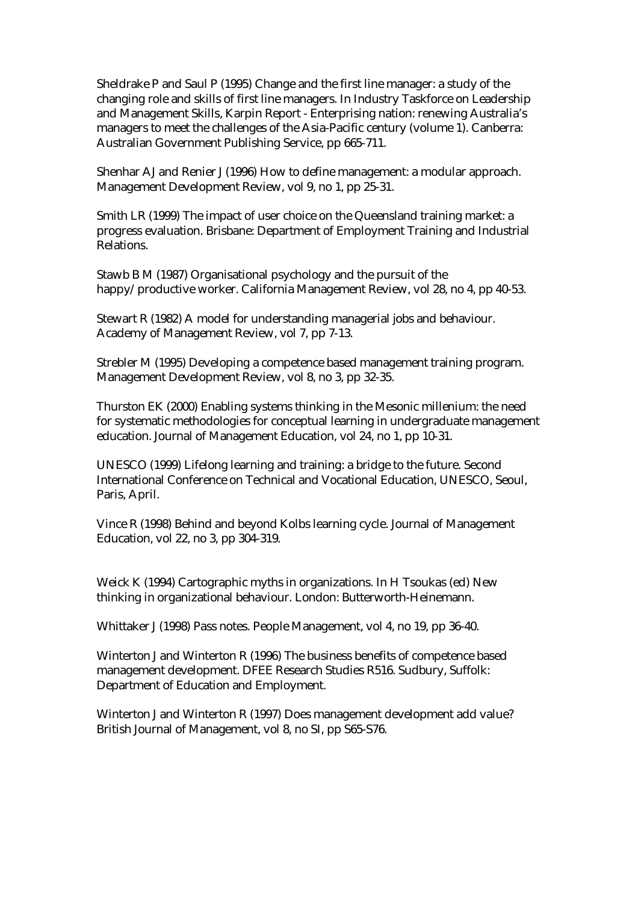Sheldrake P and Saul P (1995) Change and the first line manager: a study of the changing role and skills of first line managers. In Industry Taskforce on Leadership and Management Skills, Karpin Report - Enterprising nation: renewing Australia's managers to meet the challenges of the Asia-Pacific century (volume 1). Canberra: Australian Government Publishing Service, pp 665-711.

Shenhar A J and Renier J (1996) How to define management: a modular approach. Management Development Review, vol 9, no 1, pp 25-31.

Smith LR (1999) The impact of user choice on the Queensland training market: a progress evaluation. Brisbane: Department of Employment Training and Industrial Relations.

Stawb B M (1987) Organisational psychology and the pursuit of the happy/productive worker. California Management Review, vol 28, no 4, pp 40-53.

Stewart R (1982) A model for understanding managerial jobs and behaviour. Academy of Management Review, vol 7, pp 7-13.

Strebler M (1995) Developing a competence based management training program. Management Development Review, vol 8, no 3, pp 32-35.

Thurston EK (2000) Enabling systems thinking in the Mesonic millenium: the need for systematic methodologies for conceptual learning in undergraduate management education. Journal of Management Education, vol 24, no 1, pp 10-31.

UNESCO (1999) Lifelong learning and training: a bridge to the future. Second International Conference on Technical and Vocational Education, UNESCO, Seoul, Paris, April.

Vince R (1998) Behind and beyond Kolbs learning cycle. Journal of Management Education, vol 22, no 3, pp 304-319.

Weick K (1994) Cartographic myths in organizations. In H Tsoukas (ed) New thinking in organizational behaviour. London: Butterworth-Heinemann.

Whittaker J (1998) Pass notes. People Management, vol 4, no 19, pp 36-40.

Winterton J and Winterton R (1996) The business benefits of competence based management development. DFEE Research Studies R516. Sudbury, Suffolk: Department of Education and Employment.

Winterton J and Winterton R (1997) Does management development add value? British Journal of Management, vol 8, no SI, pp S65-S76.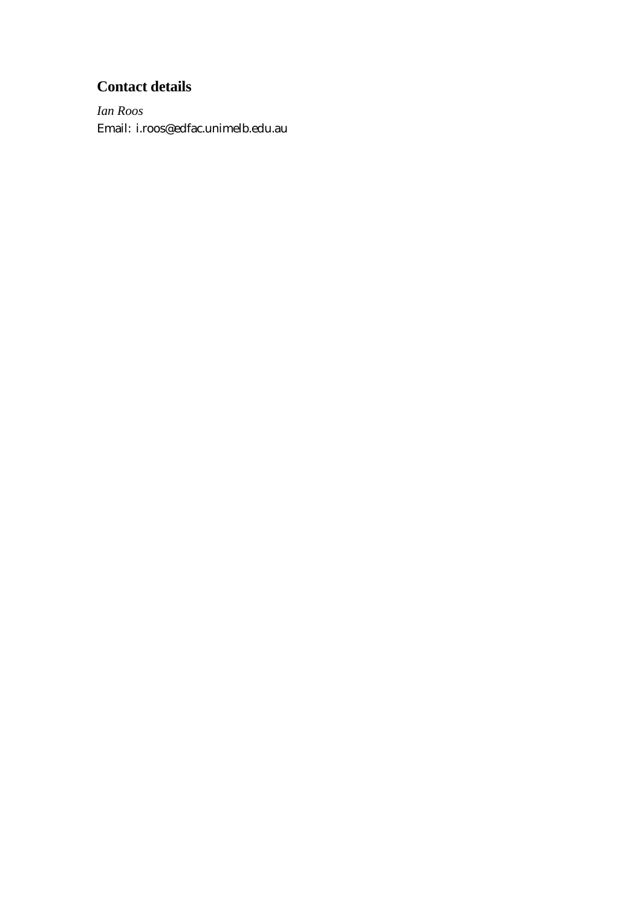## Contact details

*Ian Roos*
Email: i.roos@edfac.unimelb.edu.au